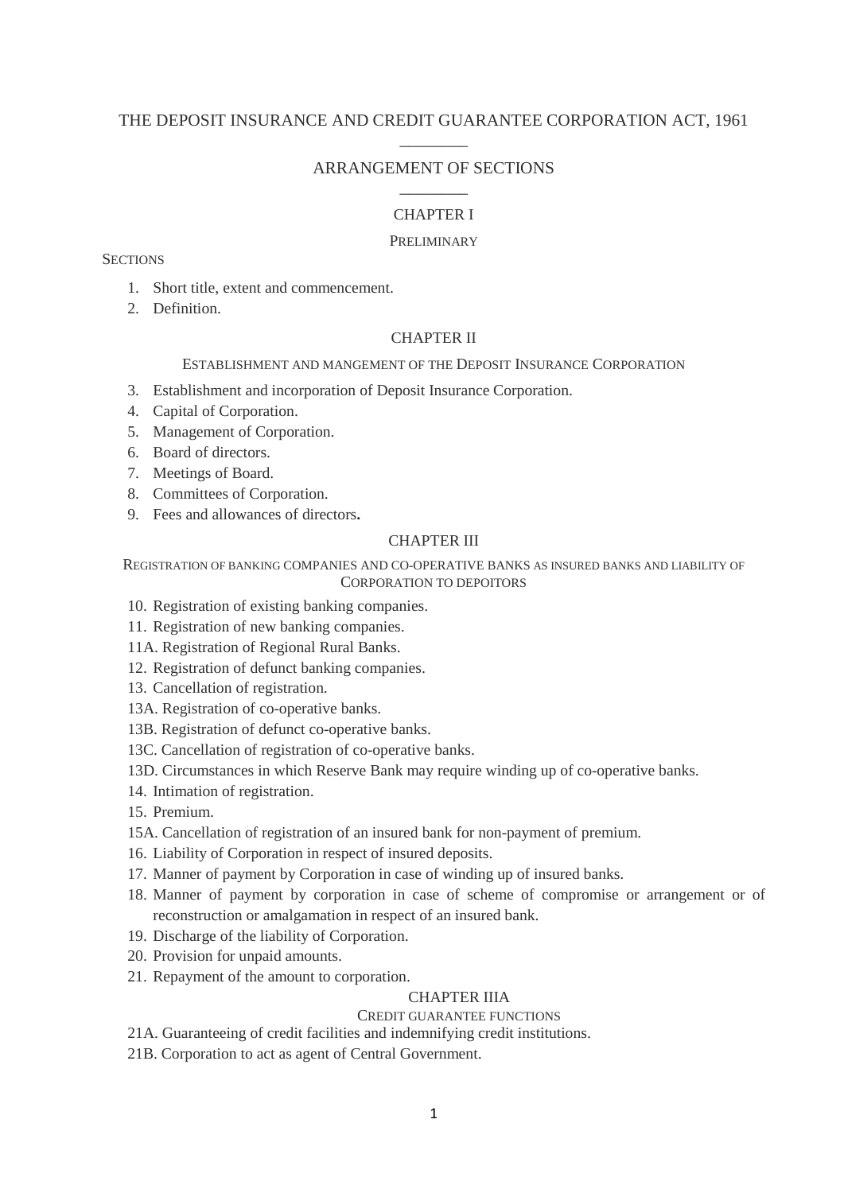# THE DEPOSIT INSURANCE AND CREDIT GUARANTEE CORPORATION ACT, 1961

________

## ARRANGEMENT OF SECTIONS

________

### CHAPTER I

PRELIMINARY

SECTIONS

1. Short title, extent and commencement.
2. Definition.

### CHAPTER II

ESTABLISHMENT AND MANGEMENT OF THE DEPOSIT INSURANCE CORPORATION

3. Establishment and incorporation of Deposit Insurance Corporation.
4. Capital of Corporation.
5. Management of Corporation.
6. Board of directors.
7. Meetings of Board.
8. Committees of Corporation.
9. Fees and allowances of directors**.**

### CHAPTER III

REGISTRATION OF BANKING COMPANIES AND CO-OPERATIVE BANKS AS INSURED BANKS AND LIABILITY OF CORPORATION TO DEPOITORS

10. Registration of existing banking companies.
11. Registration of new banking companies.

11A. Registration of Regional Rural Banks.

12. Registration of defunct banking companies.
13. Cancellation of registration.

13A. Registration of co-operative banks.

13B. Registration of defunct co-operative banks.

13C. Cancellation of registration of co-operative banks.

13D. Circumstances in which Reserve Bank may require winding up of co-operative banks.

14. Intimation of registration.
15. Premium.

15A. Cancellation of registration of an insured bank for non-payment of premium.

16. Liability of Corporation in respect of insured deposits.
17. Manner of payment by Corporation in case of winding up of insured banks.
18. Manner of payment by corporation in case of scheme of compromise or arrangement or of reconstruction or amalgamation in respect of an insured bank.
19. Discharge of the liability of Corporation.
20. Provision for unpaid amounts.
21. Repayment of the amount to corporation.

### CHAPTER IIIA

CREDIT GUARANTEE FUNCTIONS

21A. Guaranteeing of credit facilities and indemnifying credit institutions.

21B. Corporation to act as agent of Central Government.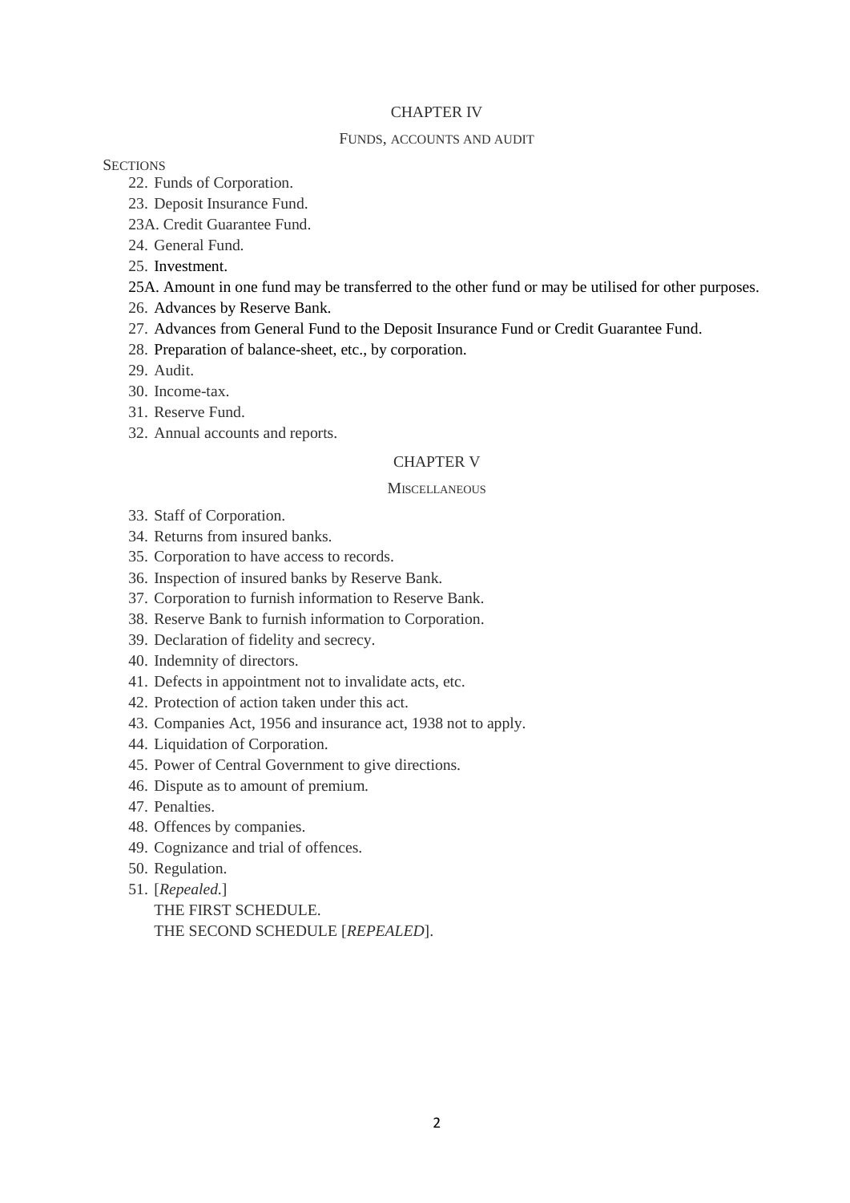## CHAPTER IV

### FUNDS, ACCOUNTS AND AUDIT

SECTIONS

22. Funds of Corporation.
23. Deposit Insurance Fund.

23A. Credit Guarantee Fund.

24. General Fund.
25. Investment.

25A. Amount in one fund may be transferred to the other fund or may be utilised for other purposes.

26. Advances by Reserve Bank.
27. Advances from General Fund to the Deposit Insurance Fund or Credit Guarantee Fund.
28. Preparation of balance-sheet, etc., by corporation.
29. Audit.
30. Income-tax.
31. Reserve Fund.
32. Annual accounts and reports.

## CHAPTER V

### MISCELLANEOUS

33. Staff of Corporation.
34. Returns from insured banks.
35. Corporation to have access to records.
36. Inspection of insured banks by Reserve Bank.
37. Corporation to furnish information to Reserve Bank.
38. Reserve Bank to furnish information to Corporation.
39. Declaration of fidelity and secrecy.
40. Indemnity of directors.
41. Defects in appointment not to invalidate acts, etc.
42. Protection of action taken under this act.
43. Companies Act, 1956 and insurance act, 1938 not to apply.
44. Liquidation of Corporation.
45. Power of Central Government to give directions.
46. Dispute as to amount of premium.
47. Penalties.
48. Offences by companies.
49. Cognizance and trial of offences.
50. Regulation.
51. [*Repealed.*]

THE FIRST SCHEDULE.

THE SECOND SCHEDULE [*REPEALED*].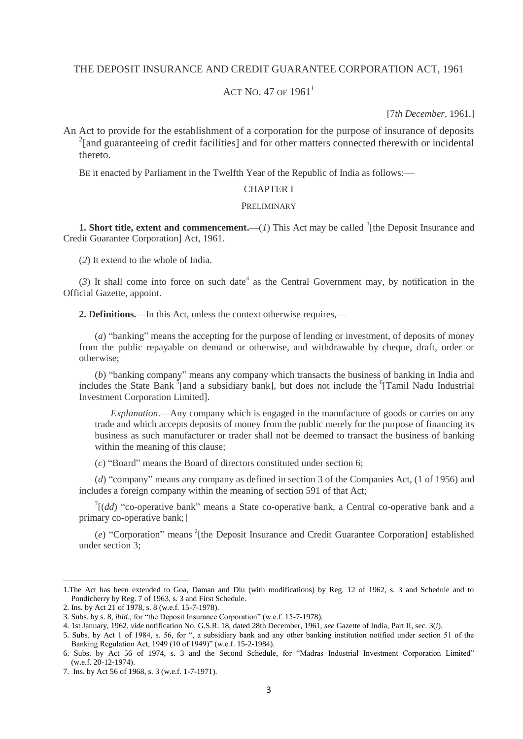# THE DEPOSIT INSURANCE AND CREDIT GUARANTEE CORPORATION ACT, 1961

## ACT NO. 47 OF 1961[1]

[*7th December*, 1961.]

An Act to provide for the establishment of a corporation for the purpose of insurance of deposits [2][and guaranteeing of credit facilities] and for other matters connected therewith or incidental thereto.

BE it enacted by Parliament in the Twelfth Year of the Republic of India as follows:—

### CHAPTER I

### PRELIMINARY

**1. Short title, extent and commencement.**—(*1*) This Act may be called [3][the Deposit Insurance and Credit Guarantee Corporation] Act, 1961.

(*2*) It extend to the whole of India.

(*3*) It shall come into force on such date[4] as the Central Government may, by notification in the Official Gazette, appoint.

**2. Definitions.**—In this Act, unless the context otherwise requires,—

(*a*) "banking" means the accepting for the purpose of lending or investment, of deposits of money from the public repayable on demand or otherwise, and withdrawable by cheque, draft, order or otherwise;

(*b*) "banking company" means any company which transacts the business of banking in India and includes the State Bank [5][and a subsidiary bank], but does not include the [6][Tamil Nadu Industrial Investment Corporation Limited].

*Explanation*.—Any company which is engaged in the manufacture of goods or carries on any trade and which accepts deposits of money from the public merely for the purpose of financing its business as such manufacturer or trader shall not be deemed to transact the business of banking within the meaning of this clause;

(*c*) "Board" means the Board of directors constituted under section 6;

(*d*) "company" means any company as defined in section 3 of the Companies Act, (1 of 1956) and includes a foreign company within the meaning of section 591 of that Act;

[7][(*dd*) "co-operative bank" means a State co-operative bank, a Central co-operative bank and a primary co-operative bank;]

(*e*) "Corporation" means [2][the Deposit Insurance and Credit Guarantee Corporation] established under section 3;

---

1. The Act has been extended to Goa, Daman and Diu (with modifications) by Reg. 12 of 1962, s. 3 and Schedule and to Pondicherry by Reg. 7 of 1963, s. 3 and First Schedule.
2. Ins. by Act 21 of 1978, s. 8 (w.e.f. 15-7-1978).
3. Subs. by s. 8, *ibid*., for "the Deposit Insurance Corporation" (w.e.f. 15-7-1978).
4. 1st January, 1962, *vide* notification No. G.S.R. 18, dated 28th December, 1961, *see* Gazette of India, Part II, sec. 3(*i*).
5. Subs. by Act 1 of 1984, s. 56, for ", a subsidiary bank and any other banking institution notified under section 51 of the Banking Regulation Act, 1949 (10 of 1949)" (w.e.f. 15-2-1984).
6. Subs. by Act 56 of 1974, s. 3 and the Second Schedule, for "Madras Industrial Investment Corporation Limited" (w.e.f. 20-12-1974).
7. Ins. by Act 56 of 1968, s. 3 (w.e.f. 1-7-1971).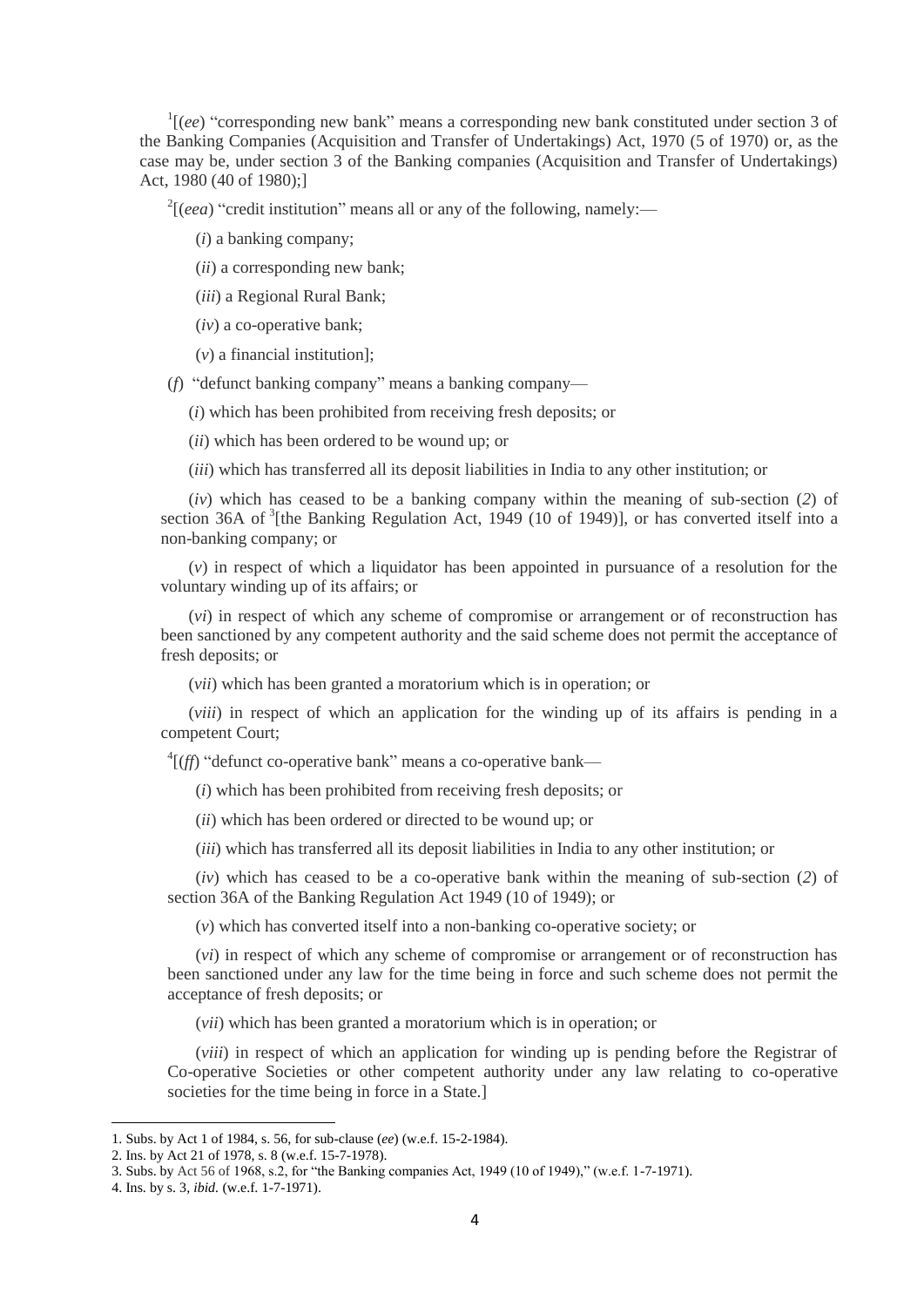[1][(*ee*) "corresponding new bank" means a corresponding new bank constituted under section 3 of the Banking Companies (Acquisition and Transfer of Undertakings) Act, 1970 (5 of 1970) or, as the case may be, under section 3 of the Banking companies (Acquisition and Transfer of Undertakings) Act, 1980 (40 of 1980);]

[2][(*eea*) "credit institution" means all or any of the following, namely:—

(*i*) a banking company;

(*ii*) a corresponding new bank;

(*iii*) a Regional Rural Bank;

(*iv*) a co-operative bank;

(*v*) a financial institution];

(*f*) "defunct banking company" means a banking company—

(*i*) which has been prohibited from receiving fresh deposits; or

(*ii*) which has been ordered to be wound up; or

(*iii*) which has transferred all its deposit liabilities in India to any other institution; or

(*iv*) which has ceased to be a banking company within the meaning of sub-section (*2*) of section 36A of [3][the Banking Regulation Act, 1949 (10 of 1949)], or has converted itself into a non-banking company; or

(*v*) in respect of which a liquidator has been appointed in pursuance of a resolution for the voluntary winding up of its affairs; or

(*vi*) in respect of which any scheme of compromise or arrangement or of reconstruction has been sanctioned by any competent authority and the said scheme does not permit the acceptance of fresh deposits; or

(*vii*) which has been granted a moratorium which is in operation; or

(*viii*) in respect of which an application for the winding up of its affairs is pending in a competent Court;

[4][(*ff*) "defunct co-operative bank" means a co-operative bank—

(*i*) which has been prohibited from receiving fresh deposits; or

(*ii*) which has been ordered or directed to be wound up; or

(*iii*) which has transferred all its deposit liabilities in India to any other institution; or

(*iv*) which has ceased to be a co-operative bank within the meaning of sub-section (*2*) of section 36A of the Banking Regulation Act 1949 (10 of 1949); or

(*v*) which has converted itself into a non-banking co-operative society; or

(*vi*) in respect of which any scheme of compromise or arrangement or of reconstruction has been sanctioned under any law for the time being in force and such scheme does not permit the acceptance of fresh deposits; or

(*vii*) which has been granted a moratorium which is in operation; or

(*viii*) in respect of which an application for winding up is pending before the Registrar of Co-operative Societies or other competent authority under any law relating to co-operative societies for the time being in force in a State.]

---

1. Subs. by Act 1 of 1984, s. 56, for sub-clause (*ee*) (w.e.f. 15-2-1984).
2. Ins. by Act 21 of 1978, s. 8 (w.e.f. 15-7-1978).
3. Subs. by Act 56 of 1968, s.2, for "the Banking companies Act, 1949 (10 of 1949)," (w.e.f. 1-7-1971).
4. Ins. by s. 3, *ibid*. (w.e.f. 1-7-1971).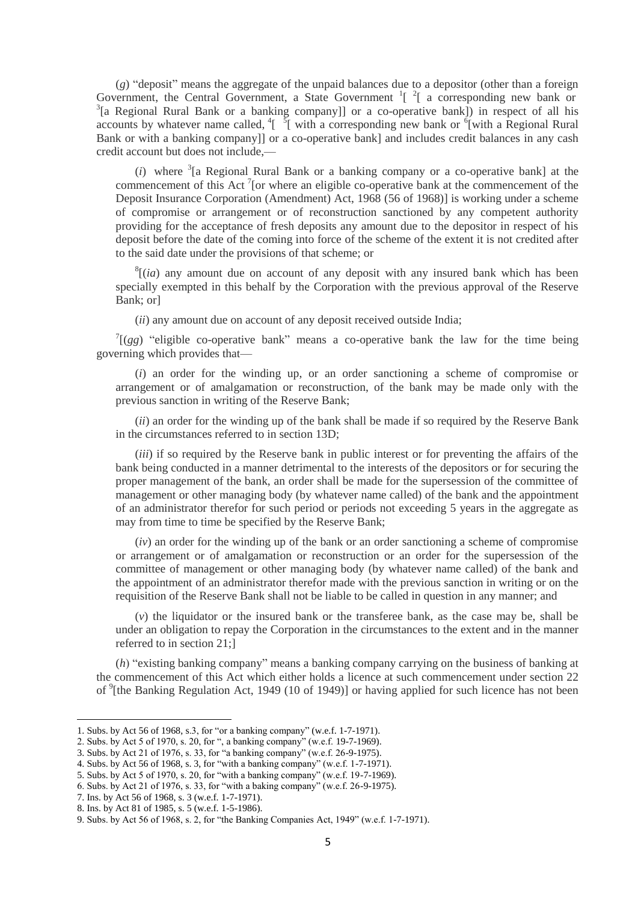(*g*) "deposit" means the aggregate of the unpaid balances due to a depositor (other than a foreign Government, the Central Government, a State Government [1][ [2][ a corresponding new bank or [3][a Regional Rural Bank or a banking company]] or a co-operative bank]) in respect of all his accounts by whatever name called, [4][ [5][ with a corresponding new bank or [6][with a Regional Rural Bank or with a banking company]] or a co-operative bank] and includes credit balances in any cash credit account but does not include,—

(*i*) where [3][a Regional Rural Bank or a banking company or a co-operative bank] at the commencement of this Act [7][or where an eligible co-operative bank at the commencement of the Deposit Insurance Corporation (Amendment) Act, 1968 (56 of 1968)] is working under a scheme of compromise or arrangement or of reconstruction sanctioned by any competent authority providing for the acceptance of fresh deposits any amount due to the depositor in respect of his deposit before the date of the coming into force of the scheme of the extent it is not credited after to the said date under the provisions of that scheme; or

[8][(*ia*) any amount due on account of any deposit with any insured bank which has been specially exempted in this behalf by the Corporation with the previous approval of the Reserve Bank; or]

(*ii*) any amount due on account of any deposit received outside India;

[7][(*gg*) "eligible co-operative bank" means a co-operative bank the law for the time being governing which provides that—

(*i*) an order for the winding up, or an order sanctioning a scheme of compromise or arrangement or of amalgamation or reconstruction, of the bank may be made only with the previous sanction in writing of the Reserve Bank;

(*ii*) an order for the winding up of the bank shall be made if so required by the Reserve Bank in the circumstances referred to in section 13D;

(*iii*) if so required by the Reserve bank in public interest or for preventing the affairs of the bank being conducted in a manner detrimental to the interests of the depositors or for securing the proper management of the bank, an order shall be made for the supersession of the committee of management or other managing body (by whatever name called) of the bank and the appointment of an administrator therefor for such period or periods not exceeding 5 years in the aggregate as may from time to time be specified by the Reserve Bank;

(*iv*) an order for the winding up of the bank or an order sanctioning a scheme of compromise or arrangement or of amalgamation or reconstruction or an order for the supersession of the committee of management or other managing body (by whatever name called) of the bank and the appointment of an administrator therefor made with the previous sanction in writing or on the requisition of the Reserve Bank shall not be liable to be called in question in any manner; and

(*v*) the liquidator or the insured bank or the transferee bank, as the case may be, shall be under an obligation to repay the Corporation in the circumstances to the extent and in the manner referred to in section 21;]

(*h*) "existing banking company" means a banking company carrying on the business of banking at the commencement of this Act which either holds a licence at such commencement under section 22 of [9][the Banking Regulation Act, 1949 (10 of 1949)] or having applied for such licence has not been

---

1. Subs. by Act 56 of 1968, s.3, for "or a banking company" (w.e.f. 1-7-1971).
2. Subs. by Act 5 of 1970, s. 20, for ", a banking company" (w.e.f. 19-7-1969).
3. Subs. by Act 21 of 1976, s. 33, for "a banking company" (w.e.f. 26-9-1975).
4. Subs. by Act 56 of 1968, s. 3, for "with a banking company" (w.e.f. 1-7-1971).
5. Subs. by Act 5 of 1970, s. 20, for "with a banking company" (w.e.f. 19-7-1969).
6. Subs. by Act 21 of 1976, s. 33, for "with a baking company" (w.e.f. 26-9-1975).
7. Ins. by Act 56 of 1968, s. 3 (w.e.f. 1-7-1971).
8. Ins. by Act 81 of 1985, s. 5 (w.e.f. 1-5-1986).
9. Subs. by Act 56 of 1968, s. 2, for "the Banking Companies Act, 1949" (w.e.f. 1-7-1971).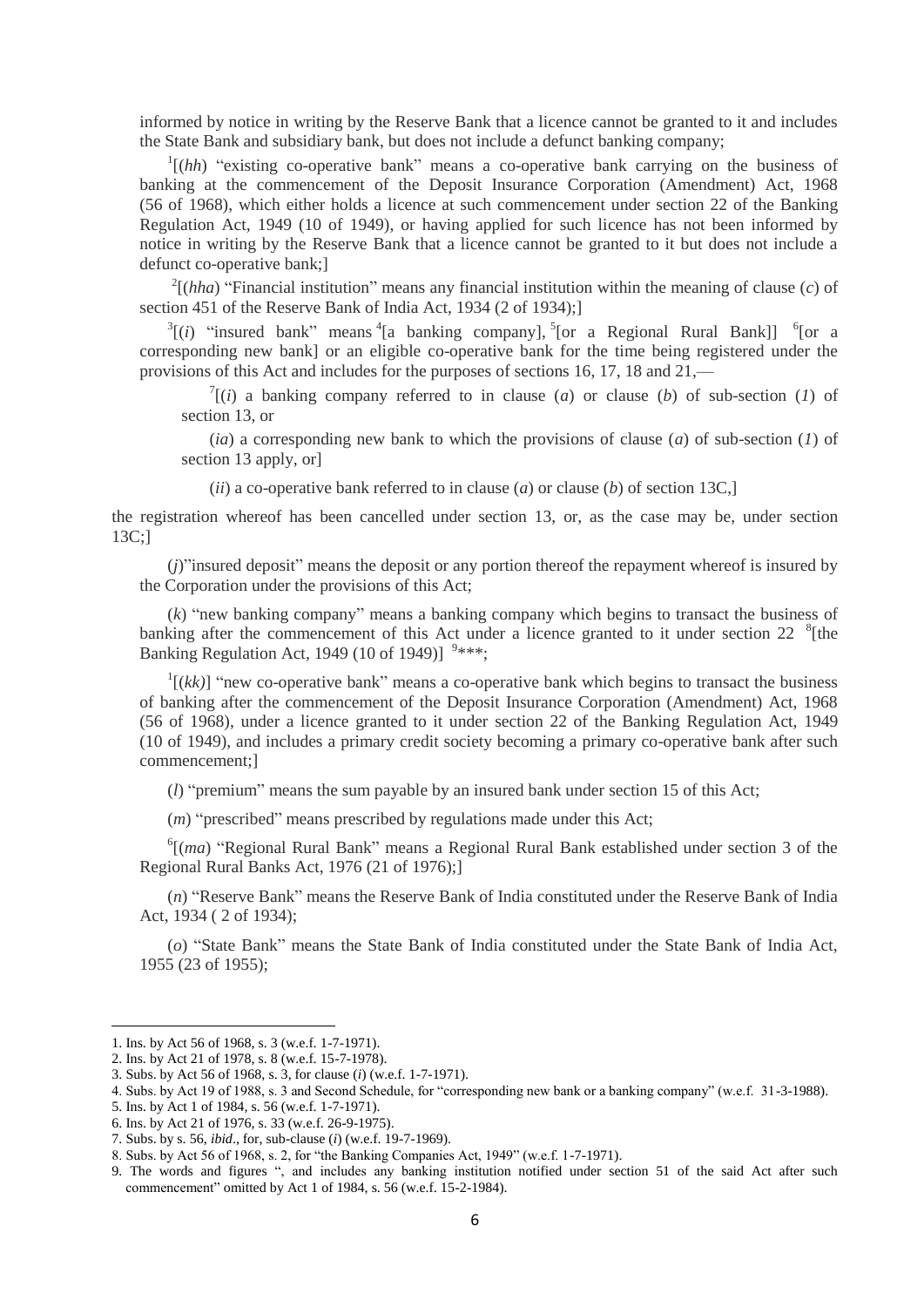informed by notice in writing by the Reserve Bank that a licence cannot be granted to it and includes the State Bank and subsidiary bank, but does not include a defunct banking company;

[1][(*hh*) "existing co-operative bank" means a co-operative bank carrying on the business of banking at the commencement of the Deposit Insurance Corporation (Amendment) Act, 1968 (56 of 1968), which either holds a licence at such commencement under section 22 of the Banking Regulation Act, 1949 (10 of 1949), or having applied for such licence has not been informed by notice in writing by the Reserve Bank that a licence cannot be granted to it but does not include a defunct co-operative bank;]

[2][(*hha*) "Financial institution" means any financial institution within the meaning of clause (*c*) of section 451 of the Reserve Bank of India Act, 1934 (2 of 1934);]

[3][(*i*) "insured bank" means [4][a banking company], [5][or a Regional Rural Bank]] [6][or a corresponding new bank] or an eligible co-operative bank for the time being registered under the provisions of this Act and includes for the purposes of sections 16, 17, 18 and 21,—

[7][(*i*) a banking company referred to in clause (*a*) or clause (*b*) of sub-section (*1*) of section 13, or

(*ia*) a corresponding new bank to which the provisions of clause (*a*) of sub-section (*1*) of section 13 apply, or]

(*ii*) a co-operative bank referred to in clause (*a*) or clause (*b*) of section 13C,]

the registration whereof has been cancelled under section 13, or, as the case may be, under section 13C;]

(*j*)"insured deposit" means the deposit or any portion thereof the repayment whereof is insured by the Corporation under the provisions of this Act;

(*k*) "new banking company" means a banking company which begins to transact the business of banking after the commencement of this Act under a licence granted to it under section 22 [8][the Banking Regulation Act, 1949 (10 of 1949)] [9]***;

[1][(*kk*)] "new co-operative bank" means a co-operative bank which begins to transact the business of banking after the commencement of the Deposit Insurance Corporation (Amendment) Act, 1968 (56 of 1968), under a licence granted to it under section 22 of the Banking Regulation Act, 1949 (10 of 1949), and includes a primary credit society becoming a primary co-operative bank after such commencement;]

(*l*) "premium" means the sum payable by an insured bank under section 15 of this Act;

(*m*) "prescribed" means prescribed by regulations made under this Act;

[6][(*ma*) "Regional Rural Bank" means a Regional Rural Bank established under section 3 of the Regional Rural Banks Act, 1976 (21 of 1976);]

(*n*) "Reserve Bank" means the Reserve Bank of India constituted under the Reserve Bank of India Act, 1934 ( 2 of 1934);

(*o*) "State Bank" means the State Bank of India constituted under the State Bank of India Act, 1955 (23 of 1955);

---

1. Ins. by Act 56 of 1968, s. 3 (w.e.f. 1-7-1971).
2. Ins. by Act 21 of 1978, s. 8 (w.e.f. 15-7-1978).
3. Subs. by Act 56 of 1968, s. 3, for clause (*i*) (w.e.f. 1-7-1971).
4. Subs. by Act 19 of 1988, s. 3 and Second Schedule, for "corresponding new bank or a banking company" (w.e.f. 31-3-1988).
5. Ins. by Act 1 of 1984, s. 56 (w.e.f. 1-7-1971).
6. Ins. by Act 21 of 1976, s. 33 (w.e.f. 26-9-1975).
7. Subs. by s. 56, *ibid*., for, sub-clause (*i*) (w.e.f. 19-7-1969).
8. Subs. by Act 56 of 1968, s. 2, for "the Banking Companies Act, 1949" (w.e.f. 1-7-1971).
9. The words and figures ", and includes any banking institution notified under section 51 of the said Act after such commencement" omitted by Act 1 of 1984, s. 56 (w.e.f. 15-2-1984).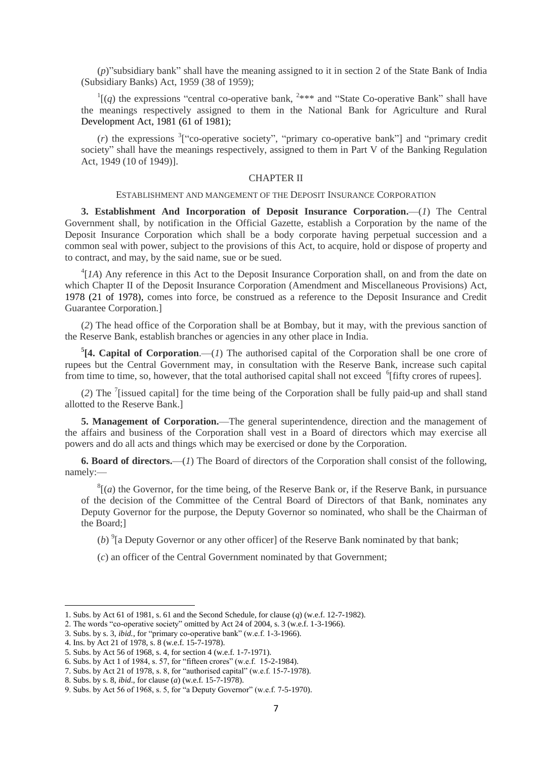(*p*)"subsidiary bank" shall have the meaning assigned to it in section 2 of the State Bank of India (Subsidiary Banks) Act, 1959 (38 of 1959);

[1][(*q*) the expressions "central co-operative bank, [2]*** and "State Co-operative Bank" shall have the meanings respectively assigned to them in the National Bank for Agriculture and Rural Development Act, 1981 (61 of 1981);

(*r*) the expressions [3]["co-operative society", "primary co-operative bank"] and "primary credit society" shall have the meanings respectively, assigned to them in Part V of the Banking Regulation Act, 1949 (10 of 1949)].

## CHAPTER II

### ESTABLISHMENT AND MANGEMENT OF THE DEPOSIT INSURANCE CORPORATION

**3. Establishment And Incorporation of Deposit Insurance Corporation.**—(*1*) The Central Government shall, by notification in the Official Gazette, establish a Corporation by the name of the Deposit Insurance Corporation which shall be a body corporate having perpetual succession and a common seal with power, subject to the provisions of this Act, to acquire, hold or dispose of property and to contract, and may, by the said name, sue or be sued.

[4][*1A*) Any reference in this Act to the Deposit Insurance Corporation shall, on and from the date on which Chapter II of the Deposit Insurance Corporation (Amendment and Miscellaneous Provisions) Act, 1978 (21 of 1978), comes into force, be construed as a reference to the Deposit Insurance and Credit Guarantee Corporation.]

(*2*) The head office of the Corporation shall be at Bombay, but it may, with the previous sanction of the Reserve Bank, establish branches or agencies in any other place in India.

[5]**[4. Capital of Corporation**.—(*1*) The authorised capital of the Corporation shall be one crore of rupees but the Central Government may, in consultation with the Reserve Bank, increase such capital from time to time, so, however, that the total authorised capital shall not exceed [6][fifty crores of rupees].

(*2*) The [7][issued capital] for the time being of the Corporation shall be fully paid-up and shall stand allotted to the Reserve Bank.]

**5. Management of Corporation.**—The general superintendence, direction and the management of the affairs and business of the Corporation shall vest in a Board of directors which may exercise all powers and do all acts and things which may be exercised or done by the Corporation.

**6. Board of directors.**—(*1*) The Board of directors of the Corporation shall consist of the following, namely:—

[8][(*a*) the Governor, for the time being, of the Reserve Bank or, if the Reserve Bank, in pursuance of the decision of the Committee of the Central Board of Directors of that Bank, nominates any Deputy Governor for the purpose, the Deputy Governor so nominated, who shall be the Chairman of the Board;]

(*b*) [9][a Deputy Governor or any other officer] of the Reserve Bank nominated by that bank;

(*c*) an officer of the Central Government nominated by that Government;

---

1. Subs. by Act 61 of 1981, s. 61 and the Second Schedule, for clause (*q*) (w.e.f. 12-7-1982).
2. The words "co-operative society" omitted by Act 24 of 2004, s. 3 (w.e.f. 1-3-1966).
3. Subs. by s. 3, *ibid.*, for "primary co-operative bank" (w.e.f. 1-3-1966).
4. Ins. by Act 21 of 1978, s. 8 (w.e.f. 15-7-1978).
5. Subs. by Act 56 of 1968, s. 4, for section 4 (w.e.f. 1-7-1971).
6. Subs. by Act 1 of 1984, s. 57, for "fifteen crores" (w.e.f. 15-2-1984).
7. Subs. by Act 21 of 1978, s. 8, for "authorised capital" (w.e.f. 15-7-1978).
8. Subs. by s. 8, *ibid*., for clause (*a*) (w.e.f. 15-7-1978).
9. Subs. by Act 56 of 1968, s. 5, for "a Deputy Governor" (w.e.f. 7-5-1970).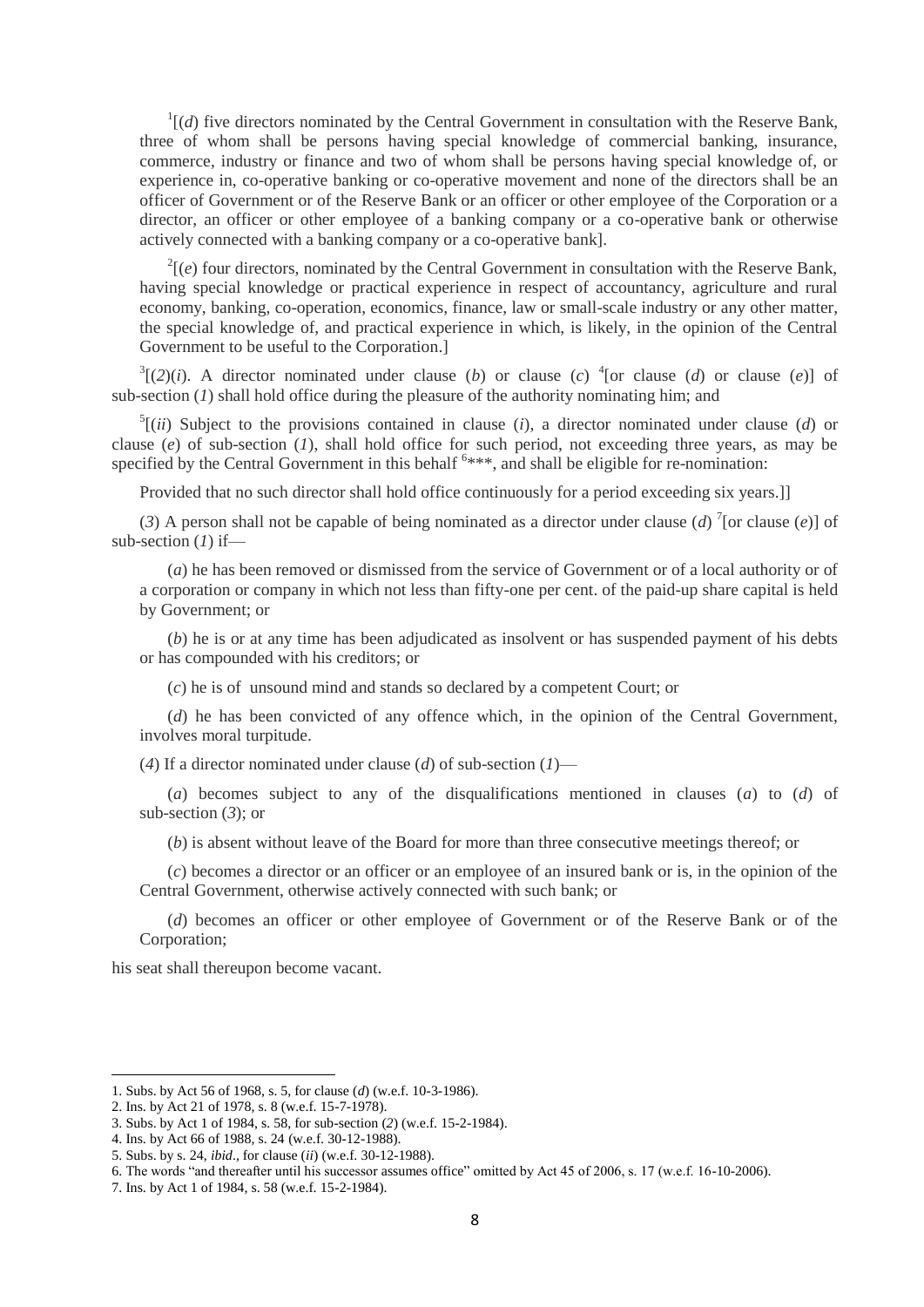[1][(*d*) five directors nominated by the Central Government in consultation with the Reserve Bank, three of whom shall be persons having special knowledge of commercial banking, insurance, commerce, industry or finance and two of whom shall be persons having special knowledge of, or experience in, co-operative banking or co-operative movement and none of the directors shall be an officer of Government or of the Reserve Bank or an officer or other employee of the Corporation or a director, an officer or other employee of a banking company or a co-operative bank or otherwise actively connected with a banking company or a co-operative bank].

[2][(*e*) four directors, nominated by the Central Government in consultation with the Reserve Bank, having special knowledge or practical experience in respect of accountancy, agriculture and rural economy, banking, co-operation, economics, finance, law or small-scale industry or any other matter, the special knowledge of, and practical experience in which, is likely, in the opinion of the Central Government to be useful to the Corporation.]

[3][(*2*)(*i*). A director nominated under clause (*b*) or clause (*c*) [4][or clause (*d*) or clause (*e*)] of sub-section (*1*) shall hold office during the pleasure of the authority nominating him; and

[5][(*ii*) Subject to the provisions contained in clause (*i*), a director nominated under clause (*d*) or clause (*e*) of sub-section (*1*), shall hold office for such period, not exceeding three years, as may be specified by the Central Government in this behalf [6]***, and shall be eligible for re-nomination:

Provided that no such director shall hold office continuously for a period exceeding six years.]]

(*3*) A person shall not be capable of being nominated as a director under clause (*d*) [7][or clause (*e*)] of sub-section (*1*) if—

(*a*) he has been removed or dismissed from the service of Government or of a local authority or of a corporation or company in which not less than fifty-one per cent. of the paid-up share capital is held by Government; or

(*b*) he is or at any time has been adjudicated as insolvent or has suspended payment of his debts or has compounded with his creditors; or

(*c*) he is of unsound mind and stands so declared by a competent Court; or

(*d*) he has been convicted of any offence which, in the opinion of the Central Government, involves moral turpitude.

(*4*) If a director nominated under clause (*d*) of sub-section (*1*)—

(*a*) becomes subject to any of the disqualifications mentioned in clauses (*a*) to (*d*) of sub-section (*3*); or

(*b*) is absent without leave of the Board for more than three consecutive meetings thereof; or

(*c*) becomes a director or an officer or an employee of an insured bank or is, in the opinion of the Central Government, otherwise actively connected with such bank; or

(*d*) becomes an officer or other employee of Government or of the Reserve Bank or of the Corporation;

his seat shall thereupon become vacant.

---

1. Subs. by Act 56 of 1968, s. 5, for clause (*d*) (w.e.f. 10-3-1986).
2. Ins. by Act 21 of 1978, s. 8 (w.e.f. 15-7-1978).
3. Subs. by Act 1 of 1984, s. 58, for sub-section (*2*) (w.e.f. 15-2-1984).
4. Ins. by Act 66 of 1988, s. 24 (w.e.f. 30-12-1988).
5. Subs. by s. 24, *ibid*., for clause (*ii*) (w.e.f. 30-12-1988).
6. The words "and thereafter until his successor assumes office" omitted by Act 45 of 2006, s. 17 (w.e.f. 16-10-2006).
7. Ins. by Act 1 of 1984, s. 58 (w.e.f. 15-2-1984).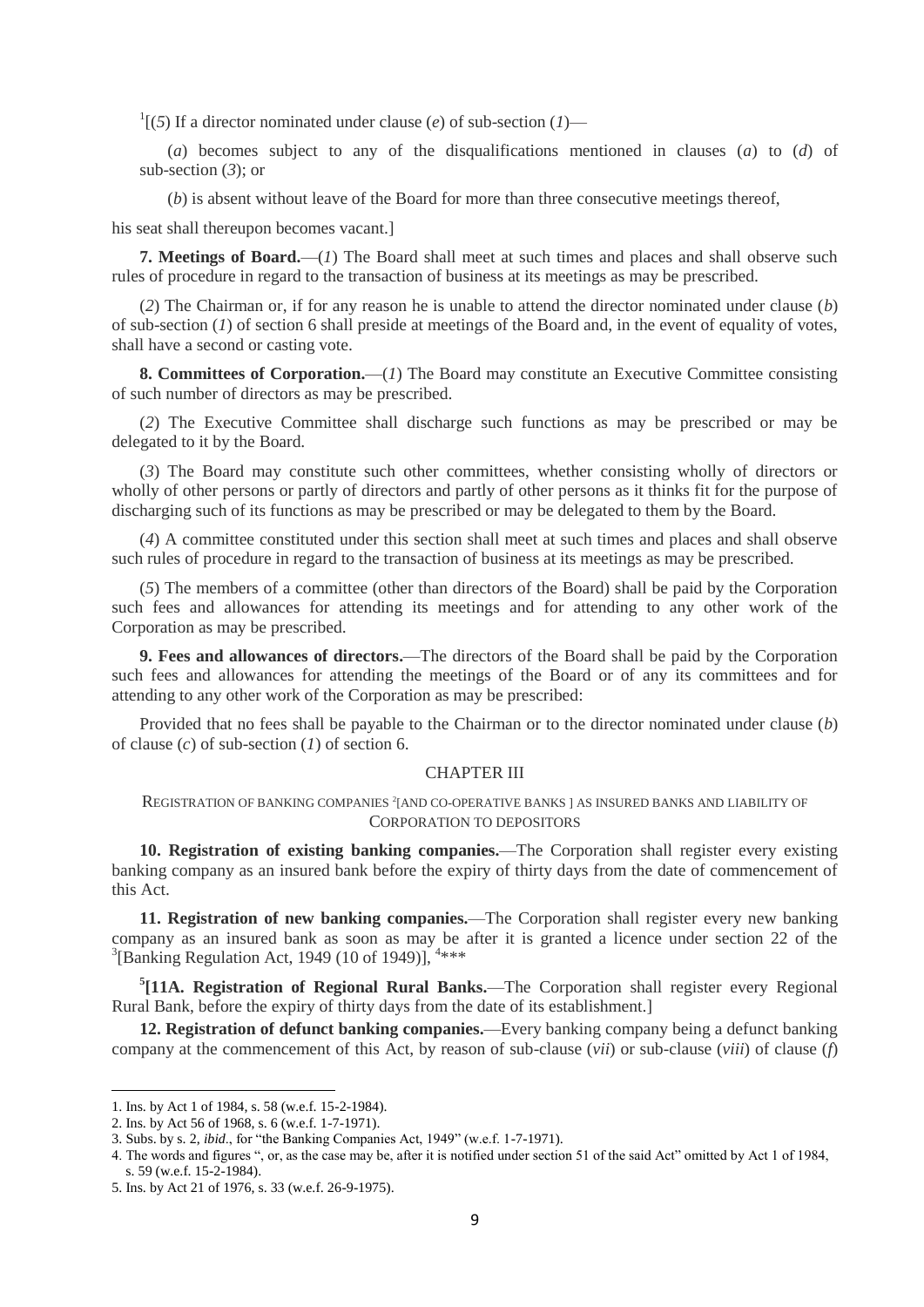[1][(*5*) If a director nominated under clause (*e*) of sub-section (*1*)—

(*a*) becomes subject to any of the disqualifications mentioned in clauses (*a*) to (*d*) of sub-section (*3*); or

(*b*) is absent without leave of the Board for more than three consecutive meetings thereof,

his seat shall thereupon becomes vacant.]

**7. Meetings of Board.**—(*1*) The Board shall meet at such times and places and shall observe such rules of procedure in regard to the transaction of business at its meetings as may be prescribed.

(*2*) The Chairman or, if for any reason he is unable to attend the director nominated under clause (*b*) of sub-section (*1*) of section 6 shall preside at meetings of the Board and, in the event of equality of votes, shall have a second or casting vote.

**8. Committees of Corporation.**—(*1*) The Board may constitute an Executive Committee consisting of such number of directors as may be prescribed.

(*2*) The Executive Committee shall discharge such functions as may be prescribed or may be delegated to it by the Board.

(*3*) The Board may constitute such other committees, whether consisting wholly of directors or wholly of other persons or partly of directors and partly of other persons as it thinks fit for the purpose of discharging such of its functions as may be prescribed or may be delegated to them by the Board.

(*4*) A committee constituted under this section shall meet at such times and places and shall observe such rules of procedure in regard to the transaction of business at its meetings as may be prescribed.

(*5*) The members of a committee (other than directors of the Board) shall be paid by the Corporation such fees and allowances for attending its meetings and for attending to any other work of the Corporation as may be prescribed.

**9. Fees and allowances of directors.**—The directors of the Board shall be paid by the Corporation such fees and allowances for attending the meetings of the Board or of any its committees and for attending to any other work of the Corporation as may be prescribed:

Provided that no fees shall be payable to the Chairman or to the director nominated under clause (*b*) of clause (*c*) of sub-section (*1*) of section 6.

## CHAPTER III

### REGISTRATION OF BANKING COMPANIES [2][AND CO-OPERATIVE BANKS ] AS INSURED BANKS AND LIABILITY OF CORPORATION TO DEPOSITORS

**10. Registration of existing banking companies.**—The Corporation shall register every existing banking company as an insured bank before the expiry of thirty days from the date of commencement of this Act.

**11. Registration of new banking companies.**—The Corporation shall register every new banking company as an insured bank as soon as may be after it is granted a licence under section 22 of the [3][Banking Regulation Act, 1949 (10 of 1949)], [4]\*\*\*

**[5][11A. Registration of Regional Rural Banks.**—The Corporation shall register every Regional Rural Bank, before the expiry of thirty days from the date of its establishment.]

**12. Registration of defunct banking companies.**—Every banking company being a defunct banking company at the commencement of this Act, by reason of sub-clause (*vii*) or sub-clause (*viii*) of clause (*f*)

---

1. Ins. by Act 1 of 1984, s. 58 (w.e.f. 15-2-1984).
2. Ins. by Act 56 of 1968, s. 6 (w.e.f. 1-7-1971).
3. Subs. by s. 2, *ibid*., for "the Banking Companies Act, 1949" (w.e.f. 1-7-1971).
4. The words and figures ", or, as the case may be, after it is notified under section 51 of the said Act" omitted by Act 1 of 1984, s. 59 (w.e.f. 15-2-1984).
5. Ins. by Act 21 of 1976, s. 33 (w.e.f. 26-9-1975).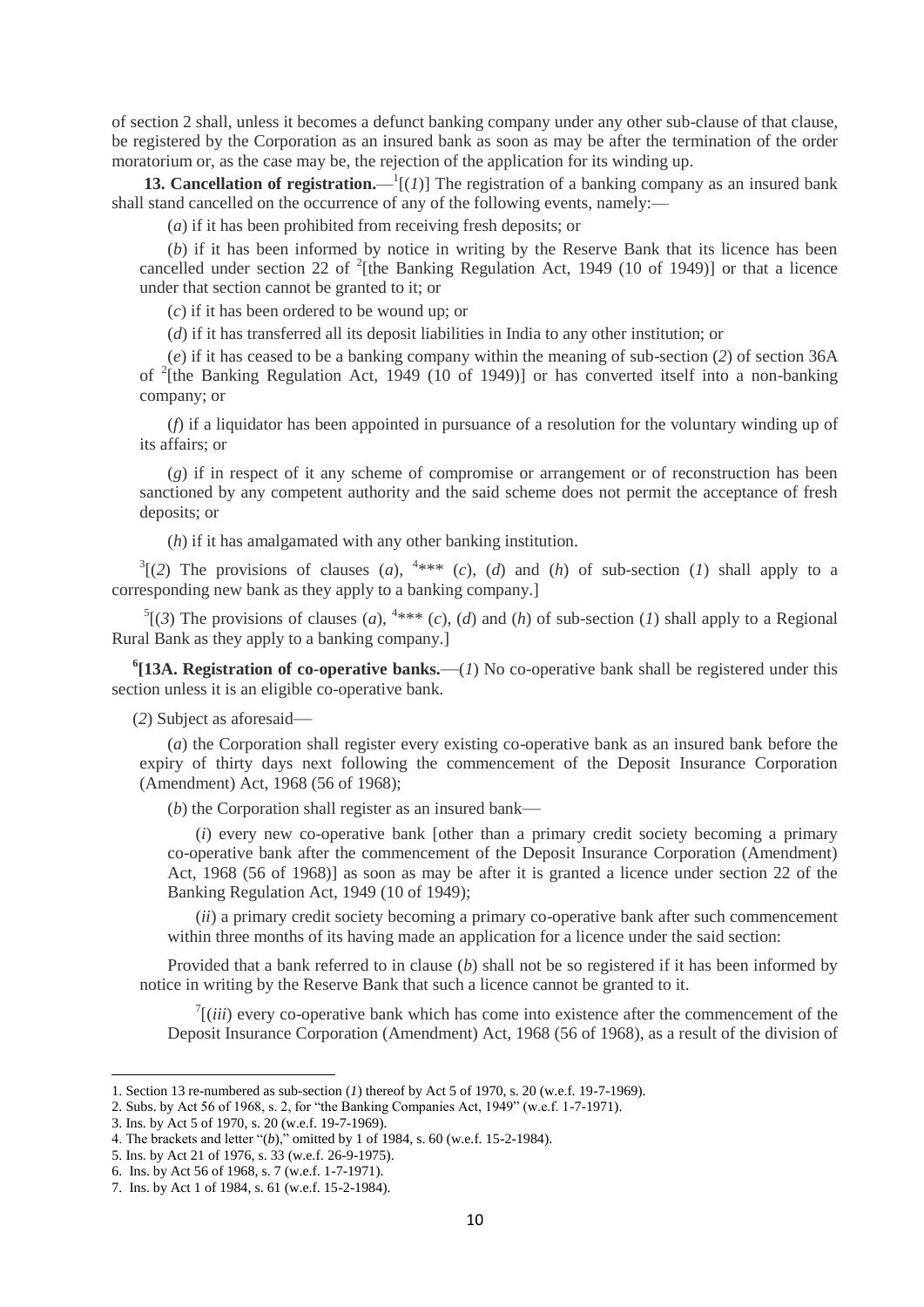of section 2 shall, unless it becomes a defunct banking company under any other sub-clause of that clause, be registered by the Corporation as an insured bank as soon as may be after the termination of the order moratorium or, as the case may be, the rejection of the application for its winding up.

**13. Cancellation of registration.**—[1][(*1*)] The registration of a banking company as an insured bank shall stand cancelled on the occurrence of any of the following events, namely:—

(*a*) if it has been prohibited from receiving fresh deposits; or

(*b*) if it has been informed by notice in writing by the Reserve Bank that its licence has been cancelled under section 22 of [2][the Banking Regulation Act, 1949 (10 of 1949)] or that a licence under that section cannot be granted to it; or

(*c*) if it has been ordered to be wound up; or

(*d*) if it has transferred all its deposit liabilities in India to any other institution; or

(*e*) if it has ceased to be a banking company within the meaning of sub-section (*2*) of section 36A of [2][the Banking Regulation Act, 1949 (10 of 1949)] or has converted itself into a non-banking company; or

(*f*) if a liquidator has been appointed in pursuance of a resolution for the voluntary winding up of its affairs; or

(*g*) if in respect of it any scheme of compromise or arrangement or of reconstruction has been sanctioned by any competent authority and the said scheme does not permit the acceptance of fresh deposits; or

(*h*) if it has amalgamated with any other banking institution.

[3][(*2*) The provisions of clauses (*a*), [4]*** (*c*), (*d*) and (*h*) of sub-section (*1*) shall apply to a corresponding new bank as they apply to a banking company.]

[5][(*3*) The provisions of clauses (*a*), [4]*** (*c*), (*d*) and (*h*) of sub-section (*1*) shall apply to a Regional Rural Bank as they apply to a banking company.]

**[6][13A. Registration of co-operative banks.**—(*1*) No co-operative bank shall be registered under this section unless it is an eligible co-operative bank.

(*2*) Subject as aforesaid—

(*a*) the Corporation shall register every existing co-operative bank as an insured bank before the expiry of thirty days next following the commencement of the Deposit Insurance Corporation (Amendment) Act, 1968 (56 of 1968);

(*b*) the Corporation shall register as an insured bank—

(*i*) every new co-operative bank [other than a primary credit society becoming a primary co-operative bank after the commencement of the Deposit Insurance Corporation (Amendment) Act, 1968 (56 of 1968)] as soon as may be after it is granted a licence under section 22 of the Banking Regulation Act, 1949 (10 of 1949);

(*ii*) a primary credit society becoming a primary co-operative bank after such commencement within three months of its having made an application for a licence under the said section:

Provided that a bank referred to in clause (*b*) shall not be so registered if it has been informed by notice in writing by the Reserve Bank that such a licence cannot be granted to it.

[7][(*iii*) every co-operative bank which has come into existence after the commencement of the Deposit Insurance Corporation (Amendment) Act, 1968 (56 of 1968), as a result of the division of

---

1. Section 13 re-numbered as sub-section (*1*) thereof by Act 5 of 1970, s. 20 (w.e.f. 19-7-1969).
2. Subs. by Act 56 of 1968, s. 2, for "the Banking Companies Act, 1949" (w.e.f. 1-7-1971).
3. Ins. by Act 5 of 1970, s. 20 (w.e.f. 19-7-1969).
4. The brackets and letter "(*b*)," omitted by 1 of 1984, s. 60 (w.e.f. 15-2-1984).
5. Ins. by Act 21 of 1976, s. 33 (w.e.f. 26-9-1975).
6. Ins. by Act 56 of 1968, s. 7 (w.e.f. 1-7-1971).
7. Ins. by Act 1 of 1984, s. 61 (w.e.f. 15-2-1984).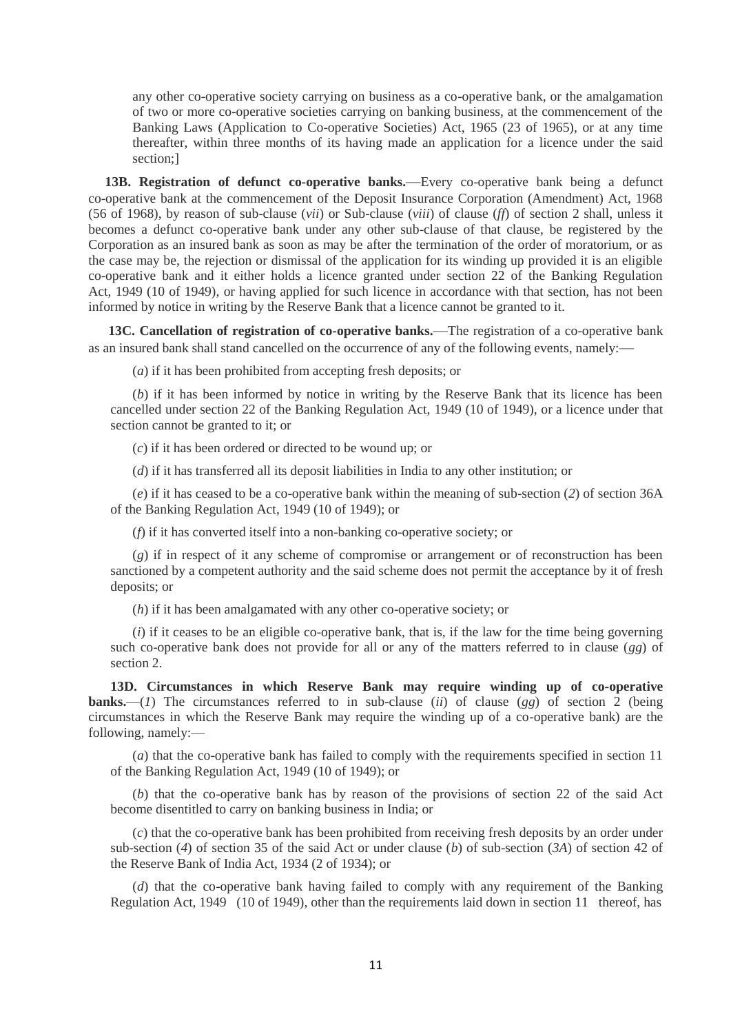any other co-operative society carrying on business as a co-operative bank, or the amalgamation of two or more co-operative societies carrying on banking business, at the commencement of the Banking Laws (Application to Co-operative Societies) Act, 1965 (23 of 1965), or at any time thereafter, within three months of its having made an application for a licence under the said section;]

**13B. Registration of defunct co-operative banks.**—Every co-operative bank being a defunct co-operative bank at the commencement of the Deposit Insurance Corporation (Amendment) Act, 1968 (56 of 1968), by reason of sub-clause (*vii*) or Sub-clause (*viii*) of clause (*ff*) of section 2 shall, unless it becomes a defunct co-operative bank under any other sub-clause of that clause, be registered by the Corporation as an insured bank as soon as may be after the termination of the order of moratorium, or as the case may be, the rejection or dismissal of the application for its winding up provided it is an eligible co-operative bank and it either holds a licence granted under section 22 of the Banking Regulation Act, 1949 (10 of 1949), or having applied for such licence in accordance with that section, has not been informed by notice in writing by the Reserve Bank that a licence cannot be granted to it.

**13C. Cancellation of registration of co-operative banks.**—The registration of a co-operative bank as an insured bank shall stand cancelled on the occurrence of any of the following events, namely:—

(*a*) if it has been prohibited from accepting fresh deposits; or

(*b*) if it has been informed by notice in writing by the Reserve Bank that its licence has been cancelled under section 22 of the Banking Regulation Act, 1949 (10 of 1949), or a licence under that section cannot be granted to it; or

(*c*) if it has been ordered or directed to be wound up; or

(*d*) if it has transferred all its deposit liabilities in India to any other institution; or

(*e*) if it has ceased to be a co-operative bank within the meaning of sub-section (*2*) of section 36A of the Banking Regulation Act, 1949 (10 of 1949); or

(*f*) if it has converted itself into a non-banking co-operative society; or

(*g*) if in respect of it any scheme of compromise or arrangement or of reconstruction has been sanctioned by a competent authority and the said scheme does not permit the acceptance by it of fresh deposits; or

(*h*) if it has been amalgamated with any other co-operative society; or

(*i*) if it ceases to be an eligible co-operative bank, that is, if the law for the time being governing such co-operative bank does not provide for all or any of the matters referred to in clause (*gg*) of section 2.

**13D. Circumstances in which Reserve Bank may require winding up of co-operative banks.**—(*1*) The circumstances referred to in sub-clause (*ii*) of clause (*gg*) of section 2 (being circumstances in which the Reserve Bank may require the winding up of a co-operative bank) are the following, namely:—

(*a*) that the co-operative bank has failed to comply with the requirements specified in section 11 of the Banking Regulation Act, 1949 (10 of 1949); or

(*b*) that the co-operative bank has by reason of the provisions of section 22 of the said Act become disentitled to carry on banking business in India; or

(*c*) that the co-operative bank has been prohibited from receiving fresh deposits by an order under sub-section (*4*) of section 35 of the said Act or under clause (*b*) of sub-section (*3A*) of section 42 of the Reserve Bank of India Act, 1934 (2 of 1934); or

(*d*) that the co-operative bank having failed to comply with any requirement of the Banking Regulation Act, 1949 (10 of 1949), other than the requirements laid down in section 11 thereof, has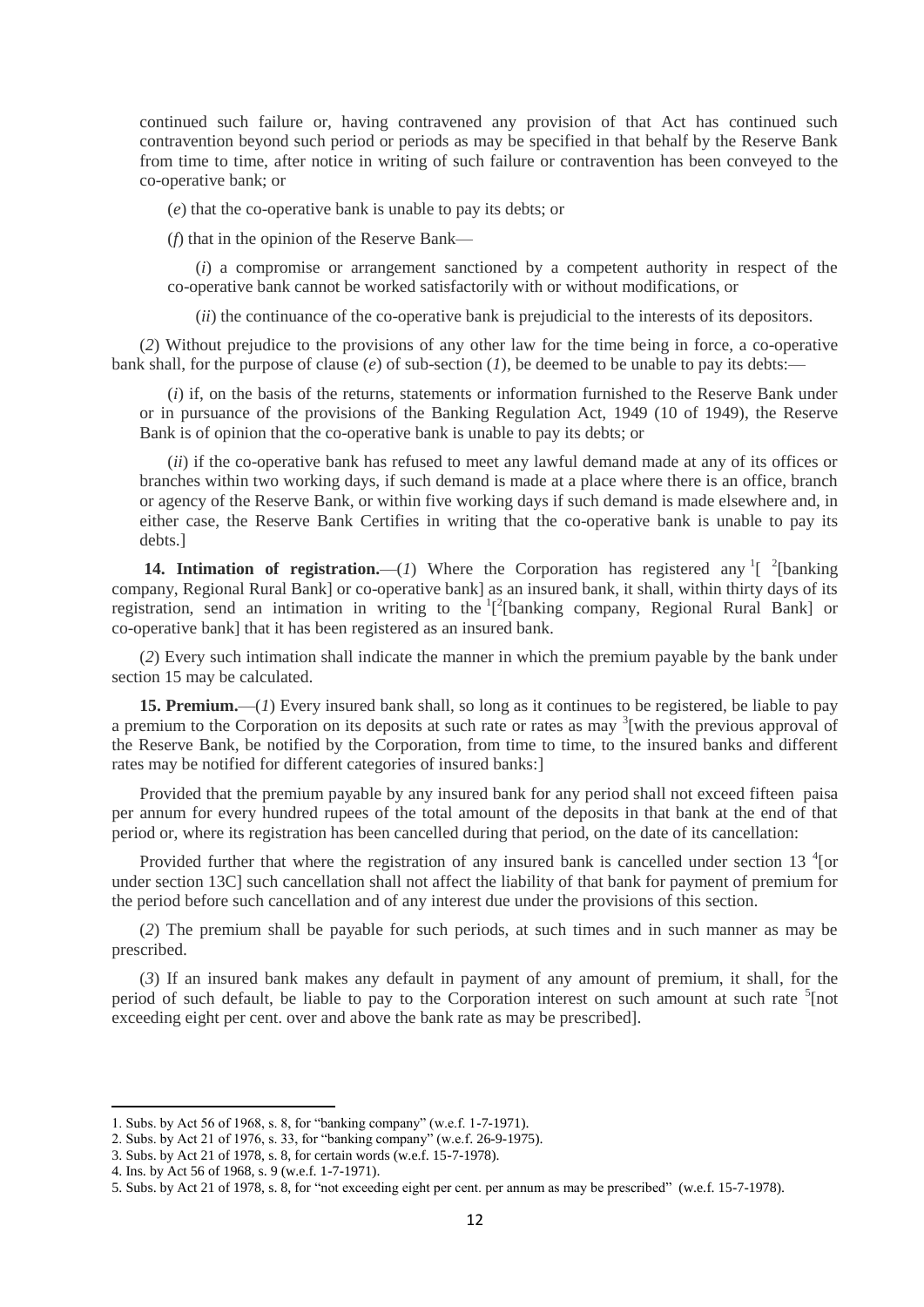continued such failure or, having contravened any provision of that Act has continued such contravention beyond such period or periods as may be specified in that behalf by the Reserve Bank from time to time, after notice in writing of such failure or contravention has been conveyed to the co-operative bank; or

(*e*) that the co-operative bank is unable to pay its debts; or

(*f*) that in the opinion of the Reserve Bank—

(*i*) a compromise or arrangement sanctioned by a competent authority in respect of the co-operative bank cannot be worked satisfactorily with or without modifications, or

(*ii*) the continuance of the co-operative bank is prejudicial to the interests of its depositors.

(*2*) Without prejudice to the provisions of any other law for the time being in force, a co-operative bank shall, for the purpose of clause (*e*) of sub-section (*1*), be deemed to be unable to pay its debts:—

(*i*) if, on the basis of the returns, statements or information furnished to the Reserve Bank under or in pursuance of the provisions of the Banking Regulation Act, 1949 (10 of 1949), the Reserve Bank is of opinion that the co-operative bank is unable to pay its debts; or

(*ii*) if the co-operative bank has refused to meet any lawful demand made at any of its offices or branches within two working days, if such demand is made at a place where there is an office, branch or agency of the Reserve Bank, or within five working days if such demand is made elsewhere and, in either case, the Reserve Bank Certifies in writing that the co-operative bank is unable to pay its debts.]

**14. Intimation of registration.**—(*1*) Where the Corporation has registered any [1][ [2][banking company, Regional Rural Bank] or co-operative bank] as an insured bank, it shall, within thirty days of its registration, send an intimation in writing to the [1][[2][banking company, Regional Rural Bank] or co-operative bank] that it has been registered as an insured bank.

(*2*) Every such intimation shall indicate the manner in which the premium payable by the bank under section 15 may be calculated.

**15. Premium.**—(*1*) Every insured bank shall, so long as it continues to be registered, be liable to pay a premium to the Corporation on its deposits at such rate or rates as may [3][with the previous approval of the Reserve Bank, be notified by the Corporation, from time to time, to the insured banks and different rates may be notified for different categories of insured banks:]

Provided that the premium payable by any insured bank for any period shall not exceed fifteen paisa per annum for every hundred rupees of the total amount of the deposits in that bank at the end of that period or, where its registration has been cancelled during that period, on the date of its cancellation:

Provided further that where the registration of any insured bank is cancelled under section 13 [4][or under section 13C] such cancellation shall not affect the liability of that bank for payment of premium for the period before such cancellation and of any interest due under the provisions of this section.

(*2*) The premium shall be payable for such periods, at such times and in such manner as may be prescribed.

(*3*) If an insured bank makes any default in payment of any amount of premium, it shall, for the period of such default, be liable to pay to the Corporation interest on such amount at such rate [5][not exceeding eight per cent. over and above the bank rate as may be prescribed].

---

1. Subs. by Act 56 of 1968, s. 8, for "banking company" (w.e.f. 1-7-1971).
2. Subs. by Act 21 of 1976, s. 33, for "banking company" (w.e.f. 26-9-1975).
3. Subs. by Act 21 of 1978, s. 8, for certain words (w.e.f. 15-7-1978).
4. Ins. by Act 56 of 1968, s. 9 (w.e.f. 1-7-1971).
5. Subs. by Act 21 of 1978, s. 8, for "not exceeding eight per cent. per annum as may be prescribed" (w.e.f. 15-7-1978).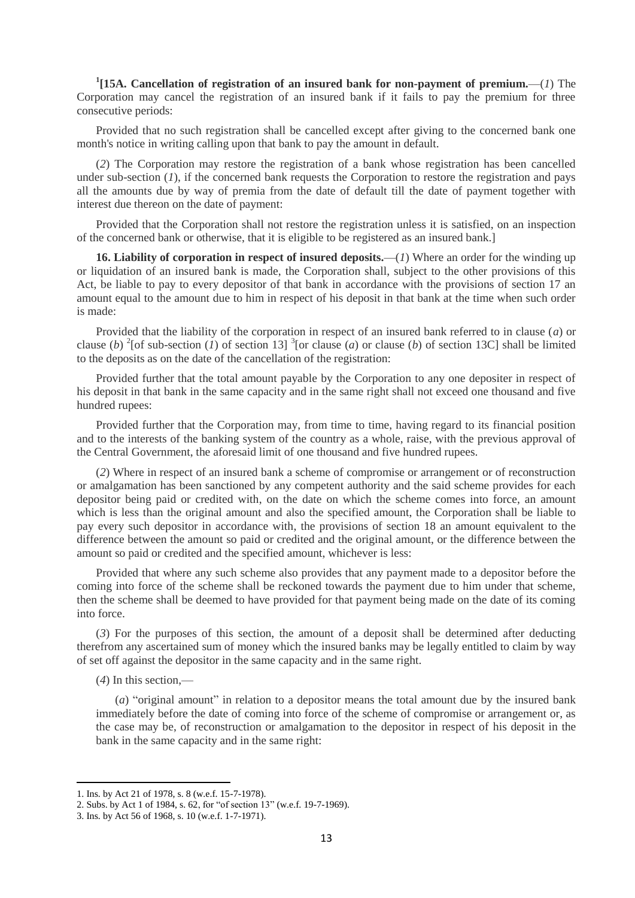[1][**15A. Cancellation of registration of an insured bank for non-payment of premium.**—(*1*) The Corporation may cancel the registration of an insured bank if it fails to pay the premium for three consecutive periods:

Provided that no such registration shall be cancelled except after giving to the concerned bank one month's notice in writing calling upon that bank to pay the amount in default.

(*2*) The Corporation may restore the registration of a bank whose registration has been cancelled under sub-section (*1*), if the concerned bank requests the Corporation to restore the registration and pays all the amounts due by way of premia from the date of default till the date of payment together with interest due thereon on the date of payment:

Provided that the Corporation shall not restore the registration unless it is satisfied, on an inspection of the concerned bank or otherwise, that it is eligible to be registered as an insured bank.]

**16. Liability of corporation in respect of insured deposits.**—(*1*) Where an order for the winding up or liquidation of an insured bank is made, the Corporation shall, subject to the other provisions of this Act, be liable to pay to every depositor of that bank in accordance with the provisions of section 17 an amount equal to the amount due to him in respect of his deposit in that bank at the time when such order is made:

Provided that the liability of the corporation in respect of an insured bank referred to in clause (*a*) or clause (*b*) [2][of sub-section (*1*) of section 13] [3][or clause (*a*) or clause (*b*) of section 13C] shall be limited to the deposits as on the date of the cancellation of the registration:

Provided further that the total amount payable by the Corporation to any one depositer in respect of his deposit in that bank in the same capacity and in the same right shall not exceed one thousand and five hundred rupees:

Provided further that the Corporation may, from time to time, having regard to its financial position and to the interests of the banking system of the country as a whole, raise, with the previous approval of the Central Government, the aforesaid limit of one thousand and five hundred rupees.

(*2*) Where in respect of an insured bank a scheme of compromise or arrangement or of reconstruction or amalgamation has been sanctioned by any competent authority and the said scheme provides for each depositor being paid or credited with, on the date on which the scheme comes into force, an amount which is less than the original amount and also the specified amount, the Corporation shall be liable to pay every such depositor in accordance with, the provisions of section 18 an amount equivalent to the difference between the amount so paid or credited and the original amount, or the difference between the amount so paid or credited and the specified amount, whichever is less:

Provided that where any such scheme also provides that any payment made to a depositor before the coming into force of the scheme shall be reckoned towards the payment due to him under that scheme, then the scheme shall be deemed to have provided for that payment being made on the date of its coming into force.

(*3*) For the purposes of this section, the amount of a deposit shall be determined after deducting therefrom any ascertained sum of money which the insured banks may be legally entitled to claim by way of set off against the depositor in the same capacity and in the same right.

(*4*) In this section,—

(*a*) "original amount" in relation to a depositor means the total amount due by the insured bank immediately before the date of coming into force of the scheme of compromise or arrangement or, as the case may be, of reconstruction or amalgamation to the depositor in respect of his deposit in the bank in the same capacity and in the same right:

---

1. Ins. by Act 21 of 1978, s. 8 (w.e.f. 15-7-1978).
2. Subs. by Act 1 of 1984, s. 62, for "of section 13" (w.e.f. 19-7-1969).
3. Ins. by Act 56 of 1968, s. 10 (w.e.f. 1-7-1971).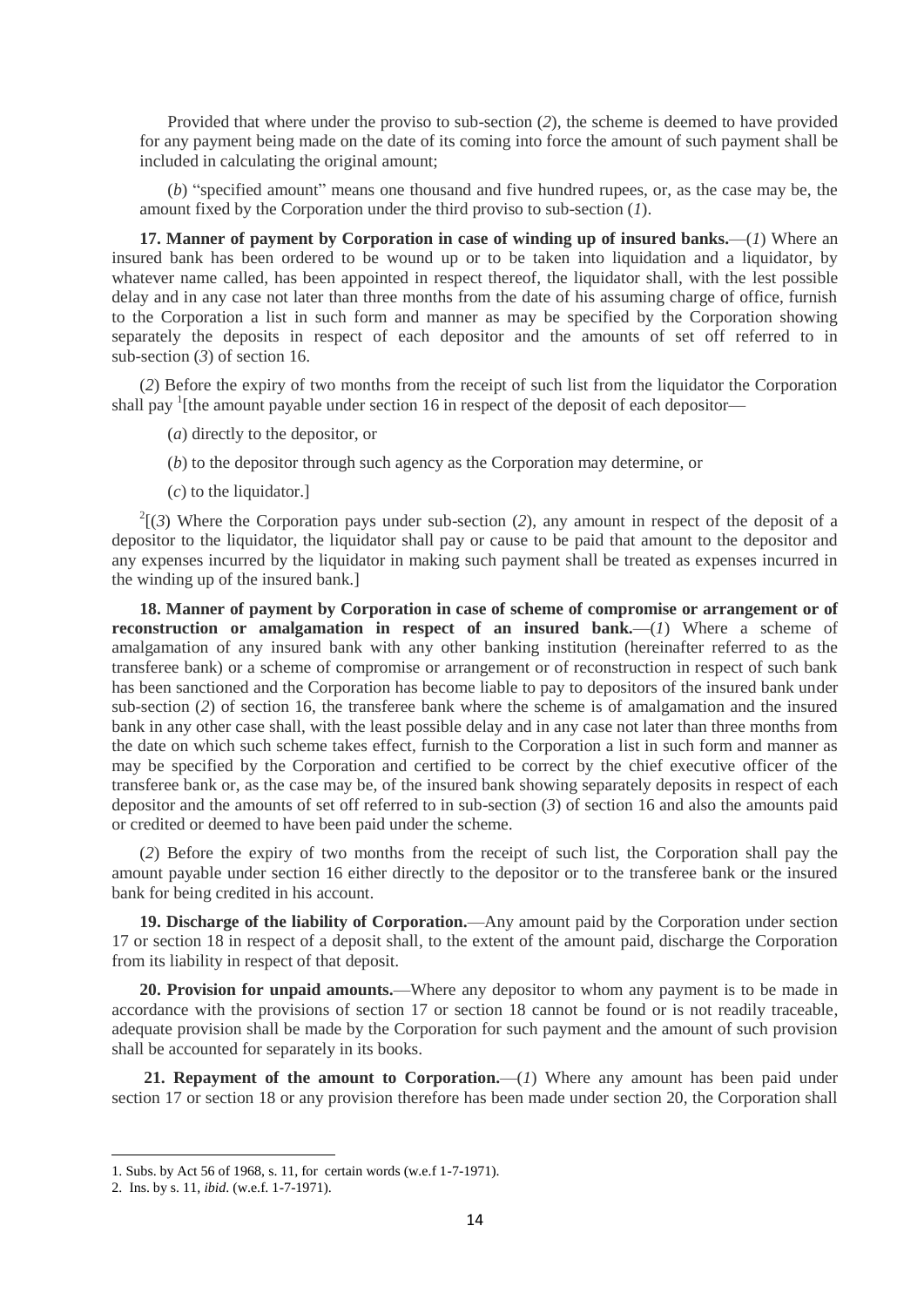Provided that where under the proviso to sub-section (*2*), the scheme is deemed to have provided for any payment being made on the date of its coming into force the amount of such payment shall be included in calculating the original amount;

(*b*) "specified amount" means one thousand and five hundred rupees, or, as the case may be, the amount fixed by the Corporation under the third proviso to sub-section (*1*).

**17. Manner of payment by Corporation in case of winding up of insured banks.**—(*1*) Where an insured bank has been ordered to be wound up or to be taken into liquidation and a liquidator, by whatever name called, has been appointed in respect thereof, the liquidator shall, with the lest possible delay and in any case not later than three months from the date of his assuming charge of office, furnish to the Corporation a list in such form and manner as may be specified by the Corporation showing separately the deposits in respect of each depositor and the amounts of set off referred to in sub-section (*3*) of section 16.

(*2*) Before the expiry of two months from the receipt of such list from the liquidator the Corporation shall pay [1][the amount payable under section 16 in respect of the deposit of each depositor—

(*a*) directly to the depositor, or

(*b*) to the depositor through such agency as the Corporation may determine, or

(*c*) to the liquidator.]

[2][(*3*) Where the Corporation pays under sub-section (*2*), any amount in respect of the deposit of a depositor to the liquidator, the liquidator shall pay or cause to be paid that amount to the depositor and any expenses incurred by the liquidator in making such payment shall be treated as expenses incurred in the winding up of the insured bank.]

**18. Manner of payment by Corporation in case of scheme of compromise or arrangement or of reconstruction or amalgamation in respect of an insured bank.**—(*1*) Where a scheme of amalgamation of any insured bank with any other banking institution (hereinafter referred to as the transferee bank) or a scheme of compromise or arrangement or of reconstruction in respect of such bank has been sanctioned and the Corporation has become liable to pay to depositors of the insured bank under sub-section (*2*) of section 16, the transferee bank where the scheme is of amalgamation and the insured bank in any other case shall, with the least possible delay and in any case not later than three months from the date on which such scheme takes effect, furnish to the Corporation a list in such form and manner as may be specified by the Corporation and certified to be correct by the chief executive officer of the transferee bank or, as the case may be, of the insured bank showing separately deposits in respect of each depositor and the amounts of set off referred to in sub-section (*3*) of section 16 and also the amounts paid or credited or deemed to have been paid under the scheme.

(*2*) Before the expiry of two months from the receipt of such list, the Corporation shall pay the amount payable under section 16 either directly to the depositor or to the transferee bank or the insured bank for being credited in his account.

**19. Discharge of the liability of Corporation.**—Any amount paid by the Corporation under section 17 or section 18 in respect of a deposit shall, to the extent of the amount paid, discharge the Corporation from its liability in respect of that deposit.

**20. Provision for unpaid amounts.**—Where any depositor to whom any payment is to be made in accordance with the provisions of section 17 or section 18 cannot be found or is not readily traceable, adequate provision shall be made by the Corporation for such payment and the amount of such provision shall be accounted for separately in its books.

**21. Repayment of the amount to Corporation.**—(*1*) Where any amount has been paid under section 17 or section 18 or any provision therefore has been made under section 20, the Corporation shall

---

1. Subs. by Act 56 of 1968, s. 11, for certain words (w.e.f 1-7-1971).
2. Ins. by s. 11, *ibid*. (w.e.f. 1-7-1971).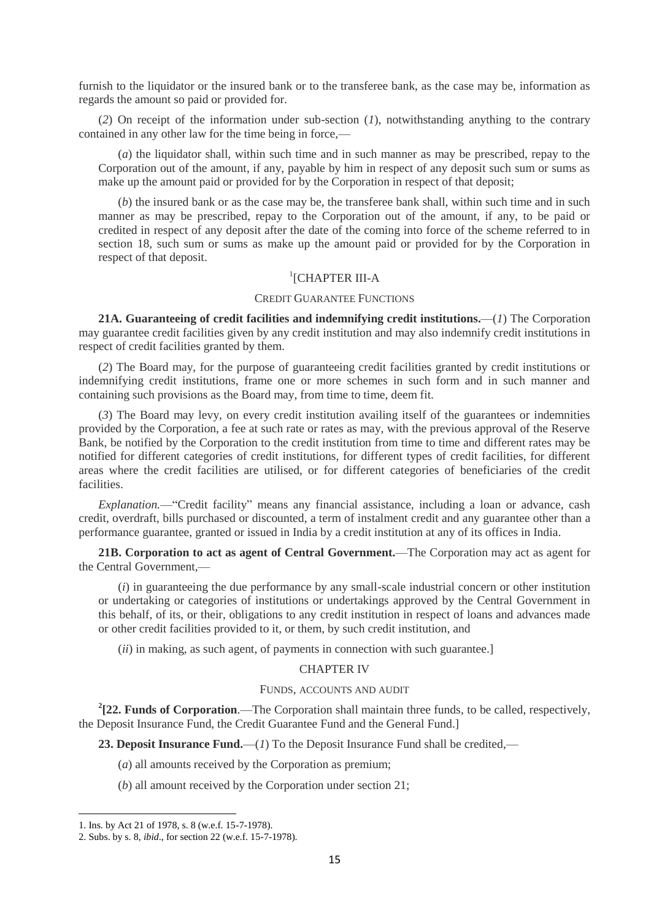furnish to the liquidator or the insured bank or to the transferee bank, as the case may be, information as regards the amount so paid or provided for.

(*2*) On receipt of the information under sub-section (*1*), notwithstanding anything to the contrary contained in any other law for the time being in force,—

(*a*) the liquidator shall, within such time and in such manner as may be prescribed, repay to the Corporation out of the amount, if any, payable by him in respect of any deposit such sum or sums as make up the amount paid or provided for by the Corporation in respect of that deposit;

(*b*) the insured bank or as the case may be, the transferee bank shall, within such time and in such manner as may be prescribed, repay to the Corporation out of the amount, if any, to be paid or credited in respect of any deposit after the date of the coming into force of the scheme referred to in section 18, such sum or sums as make up the amount paid or provided for by the Corporation in respect of that deposit.

[1][CHAPTER III-A

CREDIT GUARANTEE FUNCTIONS

**21A. Guaranteeing of credit facilities and indemnifying credit institutions.**—(*1*) The Corporation may guarantee credit facilities given by any credit institution and may also indemnify credit institutions in respect of credit facilities granted by them.

(*2*) The Board may, for the purpose of guaranteeing credit facilities granted by credit institutions or indemnifying credit institutions, frame one or more schemes in such form and in such manner and containing such provisions as the Board may, from time to time, deem fit.

(*3*) The Board may levy, on every credit institution availing itself of the guarantees or indemnities provided by the Corporation, a fee at such rate or rates as may, with the previous approval of the Reserve Bank, be notified by the Corporation to the credit institution from time to time and different rates may be notified for different categories of credit institutions, for different types of credit facilities, for different areas where the credit facilities are utilised, or for different categories of beneficiaries of the credit facilities.

*Explanation.*—"Credit facility" means any financial assistance, including a loan or advance, cash credit, overdraft, bills purchased or discounted, a term of instalment credit and any guarantee other than a performance guarantee, granted or issued in India by a credit institution at any of its offices in India.

**21B. Corporation to act as agent of Central Government.**—The Corporation may act as agent for the Central Government,—

(*i*) in guaranteeing the due performance by any small-scale industrial concern or other institution or undertaking or categories of institutions or undertakings approved by the Central Government in this behalf, of its, or their, obligations to any credit institution in respect of loans and advances made or other credit facilities provided to it, or them, by such credit institution, and

(*ii*) in making, as such agent, of payments in connection with such guarantee.]

CHAPTER IV

FUNDS, ACCOUNTS AND AUDIT

[2]**[22. Funds of Corporation**.—The Corporation shall maintain three funds, to be called, respectively, the Deposit Insurance Fund, the Credit Guarantee Fund and the General Fund.]

**23. Deposit Insurance Fund.**—(*1*) To the Deposit Insurance Fund shall be credited,—

(*a*) all amounts received by the Corporation as premium;

(*b*) all amount received by the Corporation under section 21;

---

1. Ins. by Act 21 of 1978, s. 8 (w.e.f. 15-7-1978).
2. Subs. by s. 8, *ibid*., for section 22 (w.e.f. 15-7-1978).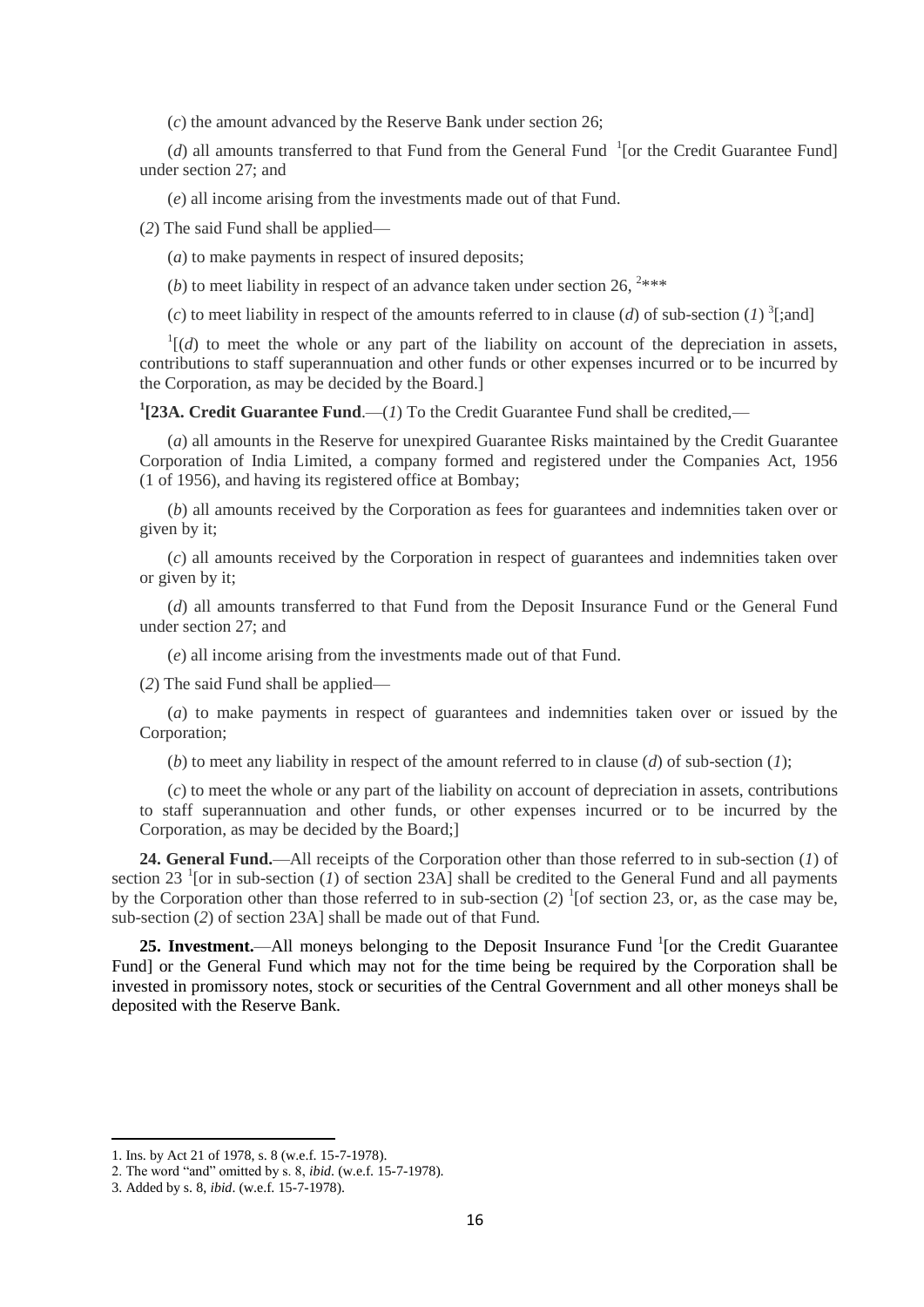(*c*) the amount advanced by the Reserve Bank under section 26;

(*d*) all amounts transferred to that Fund from the General Fund [1][or the Credit Guarantee Fund] under section 27; and

(*e*) all income arising from the investments made out of that Fund.

(*2*) The said Fund shall be applied—

(*a*) to make payments in respect of insured deposits;

(*b*) to meet liability in respect of an advance taken under section 26, [2]***

(*c*) to meet liability in respect of the amounts referred to in clause (*d*) of sub-section (*1*) [3][;and]

[1][(*d*) to meet the whole or any part of the liability on account of the depreciation in assets, contributions to staff superannuation and other funds or other expenses incurred or to be incurred by the Corporation, as may be decided by the Board.]

[1]**[23A. Credit Guarantee Fund**.—(*1*) To the Credit Guarantee Fund shall be credited,—

(*a*) all amounts in the Reserve for unexpired Guarantee Risks maintained by the Credit Guarantee Corporation of India Limited, a company formed and registered under the Companies Act, 1956 (1 of 1956), and having its registered office at Bombay;

(*b*) all amounts received by the Corporation as fees for guarantees and indemnities taken over or given by it;

(*c*) all amounts received by the Corporation in respect of guarantees and indemnities taken over or given by it;

(*d*) all amounts transferred to that Fund from the Deposit Insurance Fund or the General Fund under section 27; and

(*e*) all income arising from the investments made out of that Fund.

(*2*) The said Fund shall be applied—

(*a*) to make payments in respect of guarantees and indemnities taken over or issued by the Corporation;

(*b*) to meet any liability in respect of the amount referred to in clause (*d*) of sub-section (*1*);

(*c*) to meet the whole or any part of the liability on account of depreciation in assets, contributions to staff superannuation and other funds, or other expenses incurred or to be incurred by the Corporation, as may be decided by the Board;]

**24. General Fund.**—All receipts of the Corporation other than those referred to in sub-section (*1*) of section 23 [1][or in sub-section (*1*) of section 23A] shall be credited to the General Fund and all payments by the Corporation other than those referred to in sub-section (*2*) [1][of section 23, or, as the case may be, sub-section (*2*) of section 23A] shall be made out of that Fund.

**25. Investment.**—All moneys belonging to the Deposit Insurance Fund [1][or the Credit Guarantee Fund] or the General Fund which may not for the time being be required by the Corporation shall be invested in promissory notes, stock or securities of the Central Government and all other moneys shall be deposited with the Reserve Bank.

---

1. Ins. by Act 21 of 1978, s. 8 (w.e.f. 15-7-1978).
2. The word "and" omitted by s. 8, *ibid*. (w.e.f. 15-7-1978).
3. Added by s. 8, *ibid*. (w.e.f. 15-7-1978).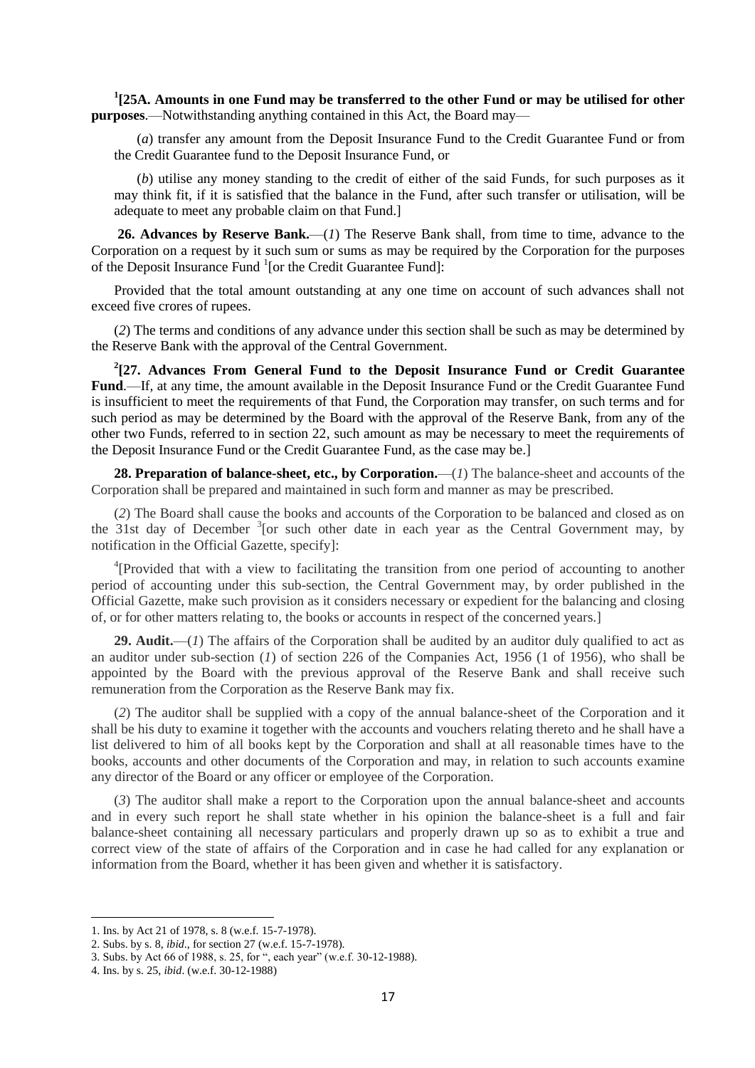[1][**25A. Amounts in one Fund may be transferred to the other Fund or may be utilised for other purposes**.—Notwithstanding anything contained in this Act, the Board may—

(*a*) transfer any amount from the Deposit Insurance Fund to the Credit Guarantee Fund or from the Credit Guarantee fund to the Deposit Insurance Fund, or

(*b*) utilise any money standing to the credit of either of the said Funds, for such purposes as it may think fit, if it is satisfied that the balance in the Fund, after such transfer or utilisation, will be adequate to meet any probable claim on that Fund.]

**26. Advances by Reserve Bank.**—(*1*) The Reserve Bank shall, from time to time, advance to the Corporation on a request by it such sum or sums as may be required by the Corporation for the purposes of the Deposit Insurance Fund [1][or the Credit Guarantee Fund]:

Provided that the total amount outstanding at any one time on account of such advances shall not exceed five crores of rupees.

(*2*) The terms and conditions of any advance under this section shall be such as may be determined by the Reserve Bank with the approval of the Central Government.

[2][**27. Advances From General Fund to the Deposit Insurance Fund or Credit Guarantee Fund**.—If, at any time, the amount available in the Deposit Insurance Fund or the Credit Guarantee Fund is insufficient to meet the requirements of that Fund, the Corporation may transfer, on such terms and for such period as may be determined by the Board with the approval of the Reserve Bank, from any of the other two Funds, referred to in section 22, such amount as may be necessary to meet the requirements of the Deposit Insurance Fund or the Credit Guarantee Fund, as the case may be.]

**28. Preparation of balance-sheet, etc., by Corporation.**—(*1*) The balance-sheet and accounts of the Corporation shall be prepared and maintained in such form and manner as may be prescribed.

(*2*) The Board shall cause the books and accounts of the Corporation to be balanced and closed as on the 31st day of December [3][or such other date in each year as the Central Government may, by notification in the Official Gazette, specify]:

[4][Provided that with a view to facilitating the transition from one period of accounting to another period of accounting under this sub-section, the Central Government may, by order published in the Official Gazette, make such provision as it considers necessary or expedient for the balancing and closing of, or for other matters relating to, the books or accounts in respect of the concerned years.]

**29. Audit.**—(*1*) The affairs of the Corporation shall be audited by an auditor duly qualified to act as an auditor under sub-section (*1*) of section 226 of the Companies Act, 1956 (1 of 1956), who shall be appointed by the Board with the previous approval of the Reserve Bank and shall receive such remuneration from the Corporation as the Reserve Bank may fix.

(*2*) The auditor shall be supplied with a copy of the annual balance-sheet of the Corporation and it shall be his duty to examine it together with the accounts and vouchers relating thereto and he shall have a list delivered to him of all books kept by the Corporation and shall at all reasonable times have to the books, accounts and other documents of the Corporation and may, in relation to such accounts examine any director of the Board or any officer or employee of the Corporation.

(*3*) The auditor shall make a report to the Corporation upon the annual balance-sheet and accounts and in every such report he shall state whether in his opinion the balance-sheet is a full and fair balance-sheet containing all necessary particulars and properly drawn up so as to exhibit a true and correct view of the state of affairs of the Corporation and in case he had called for any explanation or information from the Board, whether it has been given and whether it is satisfactory.

---

1. Ins. by Act 21 of 1978, s. 8 (w.e.f. 15-7-1978).
2. Subs. by s. 8, *ibid*., for section 27 (w.e.f. 15-7-1978).
3. Subs. by Act 66 of 1988, s. 25, for ", each year" (w.e.f. 30-12-1988).
4. Ins. by s. 25, *ibid*. (w.e.f. 30-12-1988)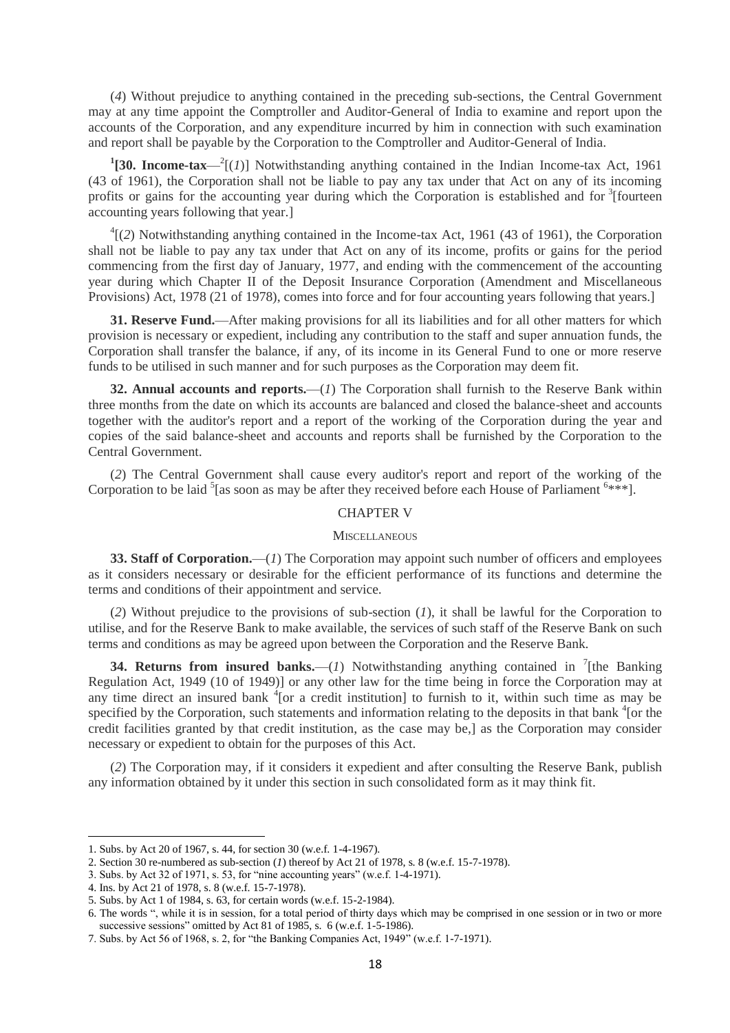(*4*) Without prejudice to anything contained in the preceding sub-sections, the Central Government may at any time appoint the Comptroller and Auditor-General of India to examine and report upon the accounts of the Corporation, and any expenditure incurred by him in connection with such examination and report shall be payable by the Corporation to the Comptroller and Auditor-General of India.

[1]**[30. Income-tax**—[2][(*1*)] Notwithstanding anything contained in the Indian Income-tax Act, 1961 (43 of 1961), the Corporation shall not be liable to pay any tax under that Act on any of its incoming profits or gains for the accounting year during which the Corporation is established and for [3][fourteen accounting years following that year.]

[4][(*2*) Notwithstanding anything contained in the Income-tax Act, 1961 (43 of 1961), the Corporation shall not be liable to pay any tax under that Act on any of its income, profits or gains for the period commencing from the first day of January, 1977, and ending with the commencement of the accounting year during which Chapter II of the Deposit Insurance Corporation (Amendment and Miscellaneous Provisions) Act, 1978 (21 of 1978), comes into force and for four accounting years following that years.]

**31. Reserve Fund.**—After making provisions for all its liabilities and for all other matters for which provision is necessary or expedient, including any contribution to the staff and super annuation funds, the Corporation shall transfer the balance, if any, of its income in its General Fund to one or more reserve funds to be utilised in such manner and for such purposes as the Corporation may deem fit.

**32. Annual accounts and reports.**—(*1*) The Corporation shall furnish to the Reserve Bank within three months from the date on which its accounts are balanced and closed the balance-sheet and accounts together with the auditor's report and a report of the working of the Corporation during the year and copies of the said balance-sheet and accounts and reports shall be furnished by the Corporation to the Central Government.

(*2*) The Central Government shall cause every auditor's report and report of the working of the Corporation to be laid [5][as soon as may be after they received before each House of Parliament [6]***].

## CHAPTER V

### MISCELLANEOUS

**33. Staff of Corporation.**—(*1*) The Corporation may appoint such number of officers and employees as it considers necessary or desirable for the efficient performance of its functions and determine the terms and conditions of their appointment and service.

(*2*) Without prejudice to the provisions of sub-section (*1*), it shall be lawful for the Corporation to utilise, and for the Reserve Bank to make available, the services of such staff of the Reserve Bank on such terms and conditions as may be agreed upon between the Corporation and the Reserve Bank.

**34. Returns from insured banks.**—(*1*) Notwithstanding anything contained in [7][the Banking Regulation Act, 1949 (10 of 1949)] or any other law for the time being in force the Corporation may at any time direct an insured bank [4][or a credit institution] to furnish to it, within such time as may be specified by the Corporation, such statements and information relating to the deposits in that bank [4][or the credit facilities granted by that credit institution, as the case may be,] as the Corporation may consider necessary or expedient to obtain for the purposes of this Act.

(*2*) The Corporation may, if it considers it expedient and after consulting the Reserve Bank, publish any information obtained by it under this section in such consolidated form as it may think fit.

---

1. Subs. by Act 20 of 1967, s. 44, for section 30 (w.e.f. 1-4-1967).
2. Section 30 re-numbered as sub-section (*1*) thereof by Act 21 of 1978, s. 8 (w.e.f. 15-7-1978).
3. Subs. by Act 32 of 1971, s. 53, for "nine accounting years" (w.e.f. 1-4-1971).
4. Ins. by Act 21 of 1978, s. 8 (w.e.f. 15-7-1978).
5. Subs. by Act 1 of 1984, s. 63, for certain words (w.e.f. 15-2-1984).
6. The words ", while it is in session, for a total period of thirty days which may be comprised in one session or in two or more successive sessions" omitted by Act 81 of 1985, s. 6 (w.e.f. 1-5-1986).
7. Subs. by Act 56 of 1968, s. 2, for "the Banking Companies Act, 1949" (w.e.f. 1-7-1971).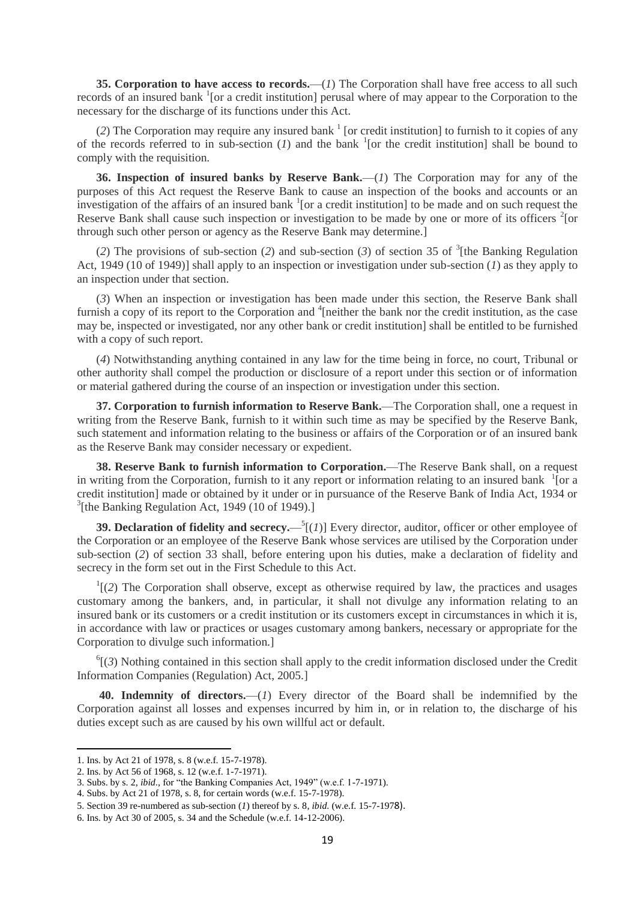**35. Corporation to have access to records.**—(*1*) The Corporation shall have free access to all such records of an insured bank [1][or a credit institution] perusal where of may appear to the Corporation to the necessary for the discharge of its functions under this Act.

(*2*) The Corporation may require any insured bank [1] [or credit institution] to furnish to it copies of any of the records referred to in sub-section (*1*) and the bank [1][or the credit institution] shall be bound to comply with the requisition.

**36. Inspection of insured banks by Reserve Bank.**—(*1*) The Corporation may for any of the purposes of this Act request the Reserve Bank to cause an inspection of the books and accounts or an investigation of the affairs of an insured bank [1][or a credit institution] to be made and on such request the Reserve Bank shall cause such inspection or investigation to be made by one or more of its officers [2][or through such other person or agency as the Reserve Bank may determine.]

(*2*) The provisions of sub-section (*2*) and sub-section (*3*) of section 35 of [3][the Banking Regulation Act, 1949 (10 of 1949)] shall apply to an inspection or investigation under sub-section (*1*) as they apply to an inspection under that section.

(*3*) When an inspection or investigation has been made under this section, the Reserve Bank shall furnish a copy of its report to the Corporation and [4][neither the bank nor the credit institution, as the case may be, inspected or investigated, nor any other bank or credit institution] shall be entitled to be furnished with a copy of such report.

(*4*) Notwithstanding anything contained in any law for the time being in force, no court, Tribunal or other authority shall compel the production or disclosure of a report under this section or of information or material gathered during the course of an inspection or investigation under this section.

**37. Corporation to furnish information to Reserve Bank.**—The Corporation shall, one a request in writing from the Reserve Bank, furnish to it within such time as may be specified by the Reserve Bank, such statement and information relating to the business or affairs of the Corporation or of an insured bank as the Reserve Bank may consider necessary or expedient.

**38. Reserve Bank to furnish information to Corporation.**—The Reserve Bank shall, on a request in writing from the Corporation, furnish to it any report or information relating to an insured bank [1][or a credit institution] made or obtained by it under or in pursuance of the Reserve Bank of India Act, 1934 or [3][the Banking Regulation Act, 1949 (10 of 1949).]

**39. Declaration of fidelity and secrecy.**—[5][(*1*)] Every director, auditor, officer or other employee of the Corporation or an employee of the Reserve Bank whose services are utilised by the Corporation under sub-section (*2*) of section 33 shall, before entering upon his duties, make a declaration of fidelity and secrecy in the form set out in the First Schedule to this Act.

[1][(*2*) The Corporation shall observe, except as otherwise required by law, the practices and usages customary among the bankers, and, in particular, it shall not divulge any information relating to an insured bank or its customers or a credit institution or its customers except in circumstances in which it is, in accordance with law or practices or usages customary among bankers, necessary or appropriate for the Corporation to divulge such information.]

[6][(*3*) Nothing contained in this section shall apply to the credit information disclosed under the Credit Information Companies (Regulation) Act, 2005.]

**40. Indemnity of directors.**—(*1*) Every director of the Board shall be indemnified by the Corporation against all losses and expenses incurred by him in, or in relation to, the discharge of his duties except such as are caused by his own willful act or default.

---

1. Ins. by Act 21 of 1978, s. 8 (w.e.f. 15-7-1978).
2. Ins. by Act 56 of 1968, s. 12 (w.e.f. 1-7-1971).
3. Subs. by s. 2, *ibid*., for "the Banking Companies Act, 1949" (w.e.f. 1-7-1971).
4. Subs. by Act 21 of 1978, s. 8, for certain words (w.e.f. 15-7-1978).
5. Section 39 re-numbered as sub-section (*1*) thereof by s. 8, *ibid.* (w.e.f. 15-7-1978).
6. Ins. by Act 30 of 2005, s. 34 and the Schedule (w.e.f. 14-12-2006).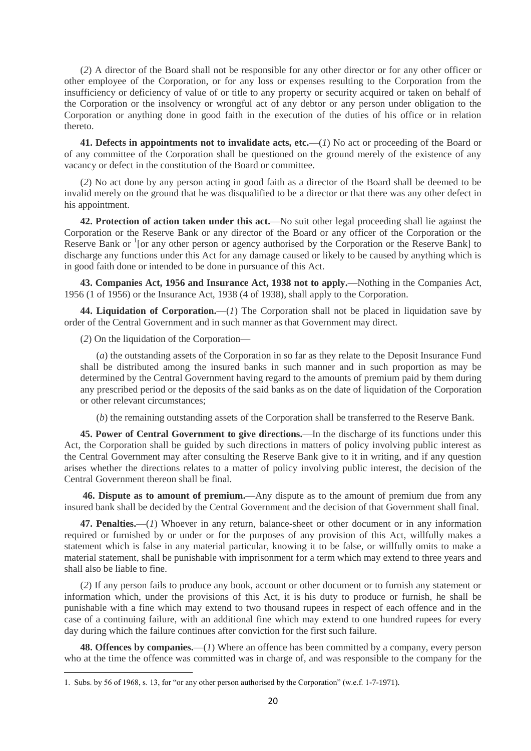(*2*) A director of the Board shall not be responsible for any other director or for any other officer or other employee of the Corporation, or for any loss or expenses resulting to the Corporation from the insufficiency or deficiency of value of or title to any property or security acquired or taken on behalf of the Corporation or the insolvency or wrongful act of any debtor or any person under obligation to the Corporation or anything done in good faith in the execution of the duties of his office or in relation thereto.

**41. Defects in appointments not to invalidate acts, etc.**—(*1*) No act or proceeding of the Board or of any committee of the Corporation shall be questioned on the ground merely of the existence of any vacancy or defect in the constitution of the Board or committee.

(*2*) No act done by any person acting in good faith as a director of the Board shall be deemed to be invalid merely on the ground that he was disqualified to be a director or that there was any other defect in his appointment.

**42. Protection of action taken under this act.**—No suit other legal proceeding shall lie against the Corporation or the Reserve Bank or any director of the Board or any officer of the Corporation or the Reserve Bank or [1][or any other person or agency authorised by the Corporation or the Reserve Bank] to discharge any functions under this Act for any damage caused or likely to be caused by anything which is in good faith done or intended to be done in pursuance of this Act.

**43. Companies Act, 1956 and Insurance Act, 1938 not to apply.**—Nothing in the Companies Act, 1956 (1 of 1956) or the Insurance Act, 1938 (4 of 1938), shall apply to the Corporation.

**44. Liquidation of Corporation.**—(*1*) The Corporation shall not be placed in liquidation save by order of the Central Government and in such manner as that Government may direct.

(*2*) On the liquidation of the Corporation—

(*a*) the outstanding assets of the Corporation in so far as they relate to the Deposit Insurance Fund shall be distributed among the insured banks in such manner and in such proportion as may be determined by the Central Government having regard to the amounts of premium paid by them during any prescribed period or the deposits of the said banks as on the date of liquidation of the Corporation or other relevant circumstances;

(*b*) the remaining outstanding assets of the Corporation shall be transferred to the Reserve Bank.

**45. Power of Central Government to give directions.**—In the discharge of its functions under this Act, the Corporation shall be guided by such directions in matters of policy involving public interest as the Central Government may after consulting the Reserve Bank give to it in writing, and if any question arises whether the directions relates to a matter of policy involving public interest, the decision of the Central Government thereon shall be final.

**46. Dispute as to amount of premium.**—Any dispute as to the amount of premium due from any insured bank shall be decided by the Central Government and the decision of that Government shall final.

**47. Penalties.**—(*1*) Whoever in any return, balance-sheet or other document or in any information required or furnished by or under or for the purposes of any provision of this Act, willfully makes a statement which is false in any material particular, knowing it to be false, or willfully omits to make a material statement, shall be punishable with imprisonment for a term which may extend to three years and shall also be liable to fine.

(*2*) If any person fails to produce any book, account or other document or to furnish any statement or information which, under the provisions of this Act, it is his duty to produce or furnish, he shall be punishable with a fine which may extend to two thousand rupees in respect of each offence and in the case of a continuing failure, with an additional fine which may extend to one hundred rupees for every day during which the failure continues after conviction for the first such failure.

**48. Offences by companies.**—(*1*) Where an offence has been committed by a company, every person who at the time the offence was committed was in charge of, and was responsible to the company for the

---

1. Subs. by 56 of 1968, s. 13, for "or any other person authorised by the Corporation" (w.e.f. 1-7-1971).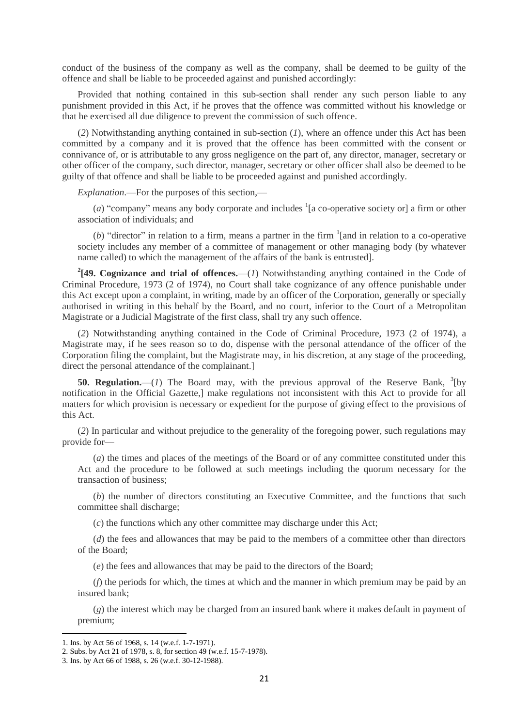conduct of the business of the company as well as the company, shall be deemed to be guilty of the offence and shall be liable to be proceeded against and punished accordingly:

Provided that nothing contained in this sub-section shall render any such person liable to any punishment provided in this Act, if he proves that the offence was committed without his knowledge or that he exercised all due diligence to prevent the commission of such offence.

(*2*) Notwithstanding anything contained in sub-section (*1*), where an offence under this Act has been committed by a company and it is proved that the offence has been committed with the consent or connivance of, or is attributable to any gross negligence on the part of, any director, manager, secretary or other officer of the company, such director, manager, secretary or other officer shall also be deemed to be guilty of that offence and shall be liable to be proceeded against and punished accordingly.

*Explanation*.—For the purposes of this section,—

(*a*) "company" means any body corporate and includes [1][a co-operative society or] a firm or other association of individuals; and

(*b*) "director" in relation to a firm, means a partner in the firm [1][and in relation to a co-operative society includes any member of a committee of management or other managing body (by whatever name called) to which the management of the affairs of the bank is entrusted].

[2]**[49. Cognizance and trial of offences.**—(*1*) Notwithstanding anything contained in the Code of Criminal Procedure, 1973 (2 of 1974), no Court shall take cognizance of any offence punishable under this Act except upon a complaint, in writing, made by an officer of the Corporation, generally or specially authorised in writing in this behalf by the Board, and no court, inferior to the Court of a Metropolitan Magistrate or a Judicial Magistrate of the first class, shall try any such offence.

(*2*) Notwithstanding anything contained in the Code of Criminal Procedure, 1973 (2 of 1974), a Magistrate may, if he sees reason so to do, dispense with the personal attendance of the officer of the Corporation filing the complaint, but the Magistrate may, in his discretion, at any stage of the proceeding, direct the personal attendance of the complainant.]

**50. Regulation.**—(*1*) The Board may, with the previous approval of the Reserve Bank, [3][by notification in the Official Gazette,] make regulations not inconsistent with this Act to provide for all matters for which provision is necessary or expedient for the purpose of giving effect to the provisions of this Act.

(*2*) In particular and without prejudice to the generality of the foregoing power, such regulations may provide for—

(*a*) the times and places of the meetings of the Board or of any committee constituted under this Act and the procedure to be followed at such meetings including the quorum necessary for the transaction of business;

(*b*) the number of directors constituting an Executive Committee, and the functions that such committee shall discharge;

(*c*) the functions which any other committee may discharge under this Act;

(*d*) the fees and allowances that may be paid to the members of a committee other than directors of the Board;

(*e*) the fees and allowances that may be paid to the directors of the Board;

(*f*) the periods for which, the times at which and the manner in which premium may be paid by an insured bank;

(*g*) the interest which may be charged from an insured bank where it makes default in payment of premium;

---

1. Ins. by Act 56 of 1968, s. 14 (w.e.f. 1-7-1971).
2. Subs. by Act 21 of 1978, s. 8, for section 49 (w.e.f. 15-7-1978).
3. Ins. by Act 66 of 1988, s. 26 (w.e.f. 30-12-1988).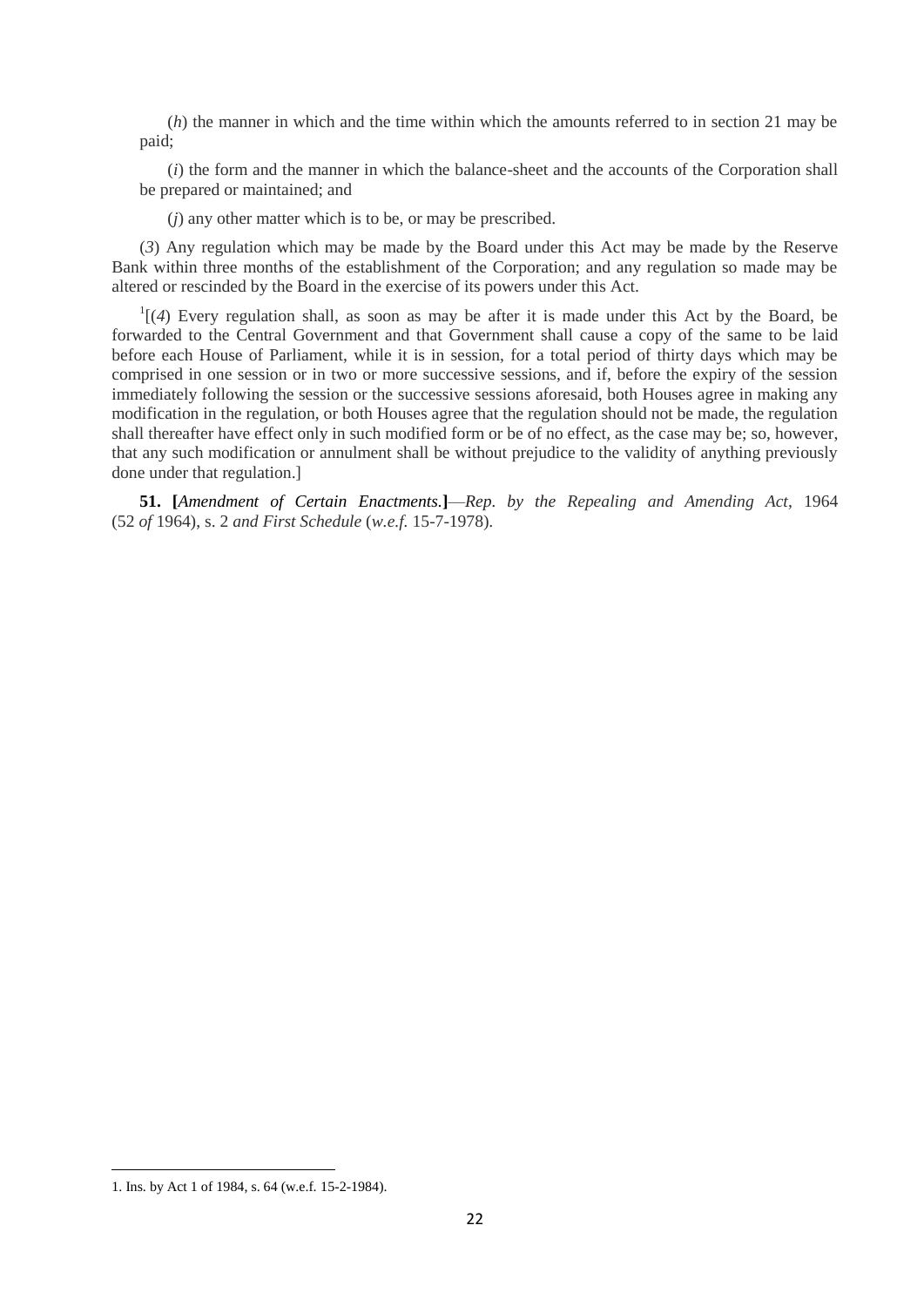(*h*) the manner in which and the time within which the amounts referred to in section 21 may be paid;

(*i*) the form and the manner in which the balance-sheet and the accounts of the Corporation shall be prepared or maintained; and

(*j*) any other matter which is to be, or may be prescribed.

(*3*) Any regulation which may be made by the Board under this Act may be made by the Reserve Bank within three months of the establishment of the Corporation; and any regulation so made may be altered or rescinded by the Board in the exercise of its powers under this Act.

[1][(*4*) Every regulation shall, as soon as may be after it is made under this Act by the Board, be forwarded to the Central Government and that Government shall cause a copy of the same to be laid before each House of Parliament, while it is in session, for a total period of thirty days which may be comprised in one session or in two or more successive sessions, and if, before the expiry of the session immediately following the session or the successive sessions aforesaid, both Houses agree in making any modification in the regulation, or both Houses agree that the regulation should not be made, the regulation shall thereafter have effect only in such modified form or be of no effect, as the case may be; so, however, that any such modification or annulment shall be without prejudice to the validity of anything previously done under that regulation.]

**51. [***Amendment of Certain Enactments.***]**—*Rep. by the Repealing and Amending Act*, 1964 (52 *of* 1964), s. 2 *and First Schedule* (*w.e.f.* 15-7-1978).

---

1. Ins. by Act 1 of 1984, s. 64 (w.e.f. 15-2-1984).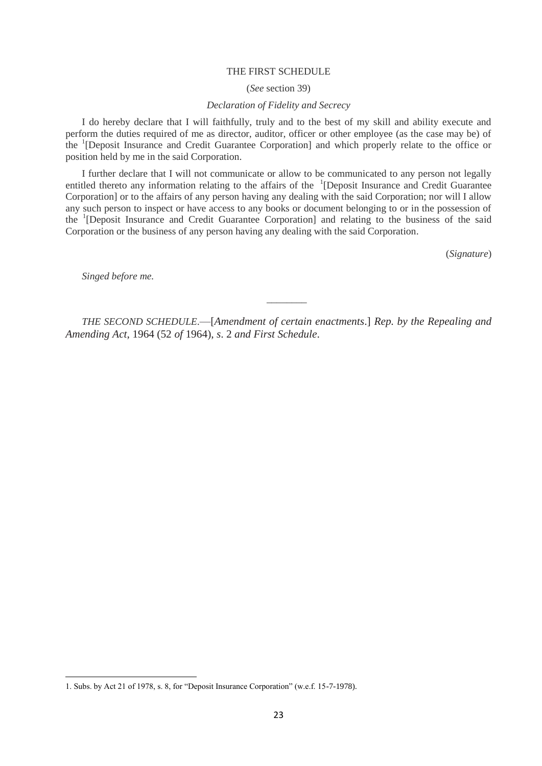# THE FIRST SCHEDULE

(*See* section 39)

*Declaration of Fidelity and Secrecy*

I do hereby declare that I will faithfully, truly and to the best of my skill and ability execute and perform the duties required of me as director, auditor, officer or other employee (as the case may be) of the [1][Deposit Insurance and Credit Guarantee Corporation] and which properly relate to the office or position held by me in the said Corporation.

I further declare that I will not communicate or allow to be communicated to any person not legally entitled thereto any information relating to the affairs of the [1][Deposit Insurance and Credit Guarantee Corporation] or to the affairs of any person having any dealing with the said Corporation; nor will I allow any such person to inspect or have access to any books or document belonging to or in the possession of the [1][Deposit Insurance and Credit Guarantee Corporation] and relating to the business of the said Corporation or the business of any person having any dealing with the said Corporation.

(*Signature*)

*Singed before me.*

---

*THE SECOND SCHEDULE.*—[*Amendment of certain enactments*.] *Rep. by the Repealing and Amending Act*, 1964 (52 *of* 1964), *s*. 2 *and First Schedule*.

1. Subs. by Act 21 of 1978, s. 8, for "Deposit Insurance Corporation" (w.e.f. 15-7-1978).